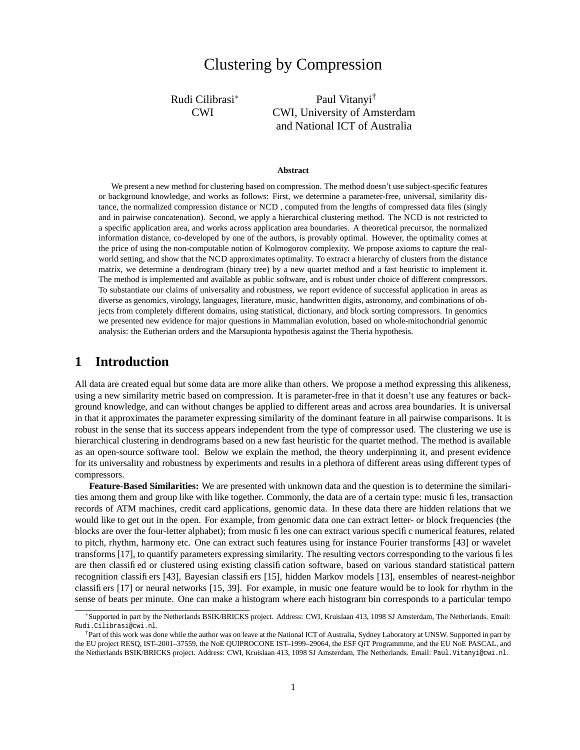# Clustering by Compression

Rudi Cilibrasi[*]
CWI

Paul Vitanyi[†]
CWI, University of Amsterdam
and National ICT of Australia

**Abstract**

We present a new method for clustering based on compression. The method doesn't use subject-specific features or background knowledge, and works as follows: First, we determine a parameter-free, universal, similarity distance, the normalized compression distance or NCD , computed from the lengths of compressed data files (singly and in pairwise concatenation). Second, we apply a hierarchical clustering method. The NCD is not restricted to a specific application area, and works across application area boundaries. A theoretical precursor, the normalized information distance, co-developed by one of the authors, is provably optimal. However, the optimality comes at the price of using the non-computable notion of Kolmogorov complexity. We propose axioms to capture the real-world setting, and show that the NCD approximates optimality. To extract a hierarchy of clusters from the distance matrix, we determine a dendrogram (binary tree) by a new quartet method and a fast heuristic to implement it. The method is implemented and available as public software, and is robust under choice of different compressors. To substantiate our claims of universality and robustness, we report evidence of successful application in areas as diverse as genomics, virology, languages, literature, music, handwritten digits, astronomy, and combinations of objects from completely different domains, using statistical, dictionary, and block sorting compressors. In genomics we presented new evidence for major questions in Mammalian evolution, based on whole-mitochondrial genomic analysis: the Eutherian orders and the Marsupionta hypothesis against the Theria hypothesis.

## 1 Introduction

All data are created equal but some data are more alike than others. We propose a method expressing this alikeness, using a new similarity metric based on compression. It is parameter-free in that it doesn't use any features or background knowledge, and can without changes be applied to different areas and across area boundaries. It is universal in that it approximates the parameter expressing similarity of the dominant feature in all pairwise comparisons. It is robust in the sense that its success appears independent from the type of compressor used. The clustering we use is hierarchical clustering in dendrograms based on a new fast heuristic for the quartet method. The method is available as an open-source software tool. Below we explain the method, the theory underpinning it, and present evidence for its universality and robustness by experiments and results in a plethora of different areas using different types of compressors.

**Feature-Based Similarities:** We are presented with unknown data and the question is to determine the similarities among them and group like with like together. Commonly, the data are of a certain type: music files, transaction records of ATM machines, credit card applications, genomic data. In these data there are hidden relations that we would like to get out in the open. For example, from genomic data one can extract letter- or block frequencies (the blocks are over the four-letter alphabet); from music files one can extract various specific numerical features, related to pitch, rhythm, harmony etc. One can extract such features using for instance Fourier transforms [43] or wavelet transforms [17], to quantify parameters expressing similarity. The resulting vectors corresponding to the various files are then classified or clustered using existing classification software, based on various standard statistical pattern recognition classifiers [43], Bayesian classifiers [15], hidden Markov models [13], ensembles of nearest-neighbor classifiers [17] or neural networks [15, 39]. For example, in music one feature would be to look for rhythm in the sense of beats per minute. One can make a histogram where each histogram bin corresponds to a particular tempo

[*]Supported in part by the Netherlands BSIK/BRICKS project. Address: CWI, Kruislaan 413, 1098 SJ Amsterdam, The Netherlands. Email: Rudi.Cilibrasi@cwi.nl.

[†]Part of this work was done while the author was on leave at the National ICT of Australia, Sydney Laboratory at UNSW. Supported in part by the EU project RESQ, IST–2001–37559, the NoE QUIPROCONE IST–1999–29064, the ESF QiT Programmme, and the EU NoE PASCAL, and the Netherlands BSIK/BRICKS project. Address: CWI, Kruislaan 413, 1098 SJ Amsterdam, The Netherlands. Email: Paul.Vitanyi@cwi.nl.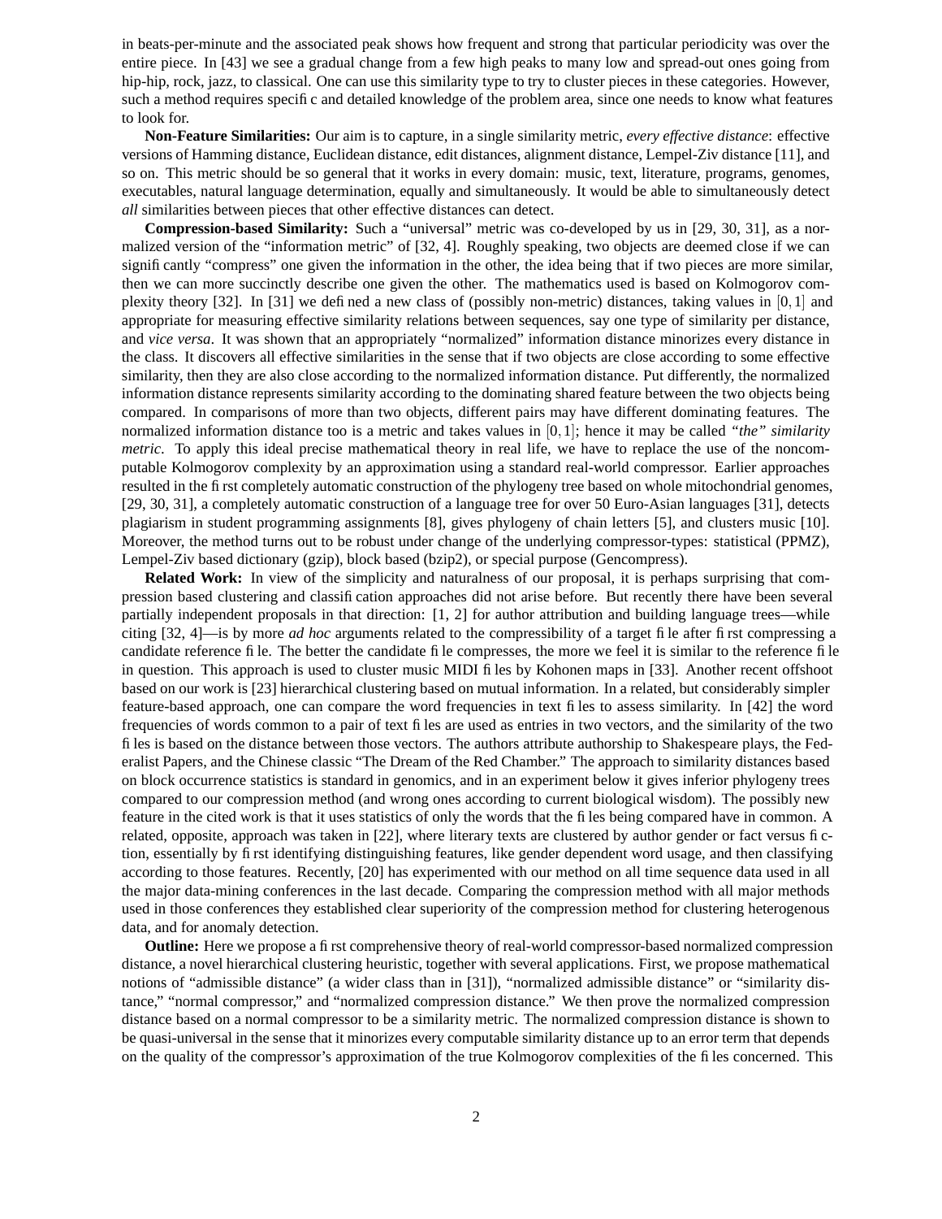in beats-per-minute and the associated peak shows how frequent and strong that particular periodicity was over the entire piece. In [43] we see a gradual change from a few high peaks to many low and spread-out ones going from hip-hip, rock, jazz, to classical. One can use this similarity type to try to cluster pieces in these categories. However, such a method requires specific and detailed knowledge of the problem area, since one needs to know what features to look for.

**Non-Feature Similarities:** Our aim is to capture, in a single similarity metric, *every effective distance*: effective versions of Hamming distance, Euclidean distance, edit distances, alignment distance, Lempel-Ziv distance [11], and so on. This metric should be so general that it works in every domain: music, text, literature, programs, genomes, executables, natural language determination, equally and simultaneously. It would be able to simultaneously detect *all* similarities between pieces that other effective distances can detect.

**Compression-based Similarity:** Such a "universal" metric was co-developed by us in [29, 30, 31], as a normalized version of the "information metric" of [32, 4]. Roughly speaking, two objects are deemed close if we can significantly "compress" one given the information in the other, the idea being that if two pieces are more similar, then we can more succinctly describe one given the other. The mathematics used is based on Kolmogorov complexity theory [32]. In [31] we defined a new class of (possibly non-metric) distances, taking values in $[0,1]$ and appropriate for measuring effective similarity relations between sequences, say one type of similarity per distance, and *vice versa*. It was shown that an appropriately "normalized" information distance minorizes every distance in the class. It discovers all effective similarities in the sense that if two objects are close according to some effective similarity, then they are also close according to the normalized information distance. Put differently, the normalized information distance represents similarity according to the dominating shared feature between the two objects being compared. In comparisons of more than two objects, different pairs may have different dominating features. The normalized information distance too is a metric and takes values in $[0,1]$; hence it may be called *"the" similarity metric*. To apply this ideal precise mathematical theory in real life, we have to replace the use of the noncomputable Kolmogorov complexity by an approximation using a standard real-world compressor. Earlier approaches resulted in the first completely automatic construction of the phylogeny tree based on whole mitochondrial genomes, [29, 30, 31], a completely automatic construction of a language tree for over 50 Euro-Asian languages [31], detects plagiarism in student programming assignments [8], gives phylogeny of chain letters [5], and clusters music [10]. Moreover, the method turns out to be robust under change of the underlying compressor-types: statistical (PPMZ), Lempel-Ziv based dictionary (gzip), block based (bzip2), or special purpose (Gencompress).

**Related Work:** In view of the simplicity and naturalness of our proposal, it is perhaps surprising that compression based clustering and classification approaches did not arise before. But recently there have been several partially independent proposals in that direction: [1, 2] for author attribution and building language trees—while citing [32, 4]—is by more *ad hoc* arguments related to the compressibility of a target file after first compressing a candidate reference file. The better the candidate file compresses, the more we feel it is similar to the reference file in question. This approach is used to cluster music MIDI files by Kohonen maps in [33]. Another recent offshoot based on our work is [23] hierarchical clustering based on mutual information. In a related, but considerably simpler feature-based approach, one can compare the word frequencies in text files to assess similarity. In [42] the word frequencies of words common to a pair of text files are used as entries in two vectors, and the similarity of the two files is based on the distance between those vectors. The authors attribute authorship to Shakespeare plays, the Federalist Papers, and the Chinese classic "The Dream of the Red Chamber." The approach to similarity distances based on block occurrence statistics is standard in genomics, and in an experiment below it gives inferior phylogeny trees compared to our compression method (and wrong ones according to current biological wisdom). The possibly new feature in the cited work is that it uses statistics of only the words that the files being compared have in common. A related, opposite, approach was taken in [22], where literary texts are clustered by author gender or fact versus fiction, essentially by first identifying distinguishing features, like gender dependent word usage, and then classifying according to those features. Recently, [20] has experimented with our method on all time sequence data used in all the major data-mining conferences in the last decade. Comparing the compression method with all major methods used in those conferences they established clear superiority of the compression method for clustering heterogenous data, and for anomaly detection.

**Outline:** Here we propose a first comprehensive theory of real-world compressor-based normalized compression distance, a novel hierarchical clustering heuristic, together with several applications. First, we propose mathematical notions of "admissible distance" (a wider class than in [31]), "normalized admissible distance" or "similarity distance," "normal compressor," and "normalized compression distance." We then prove the normalized compression distance based on a normal compressor to be a similarity metric. The normalized compression distance is shown to be quasi-universal in the sense that it minorizes every computable similarity distance up to an error term that depends on the quality of the compressor's approximation of the true Kolmogorov complexities of the files concerned. This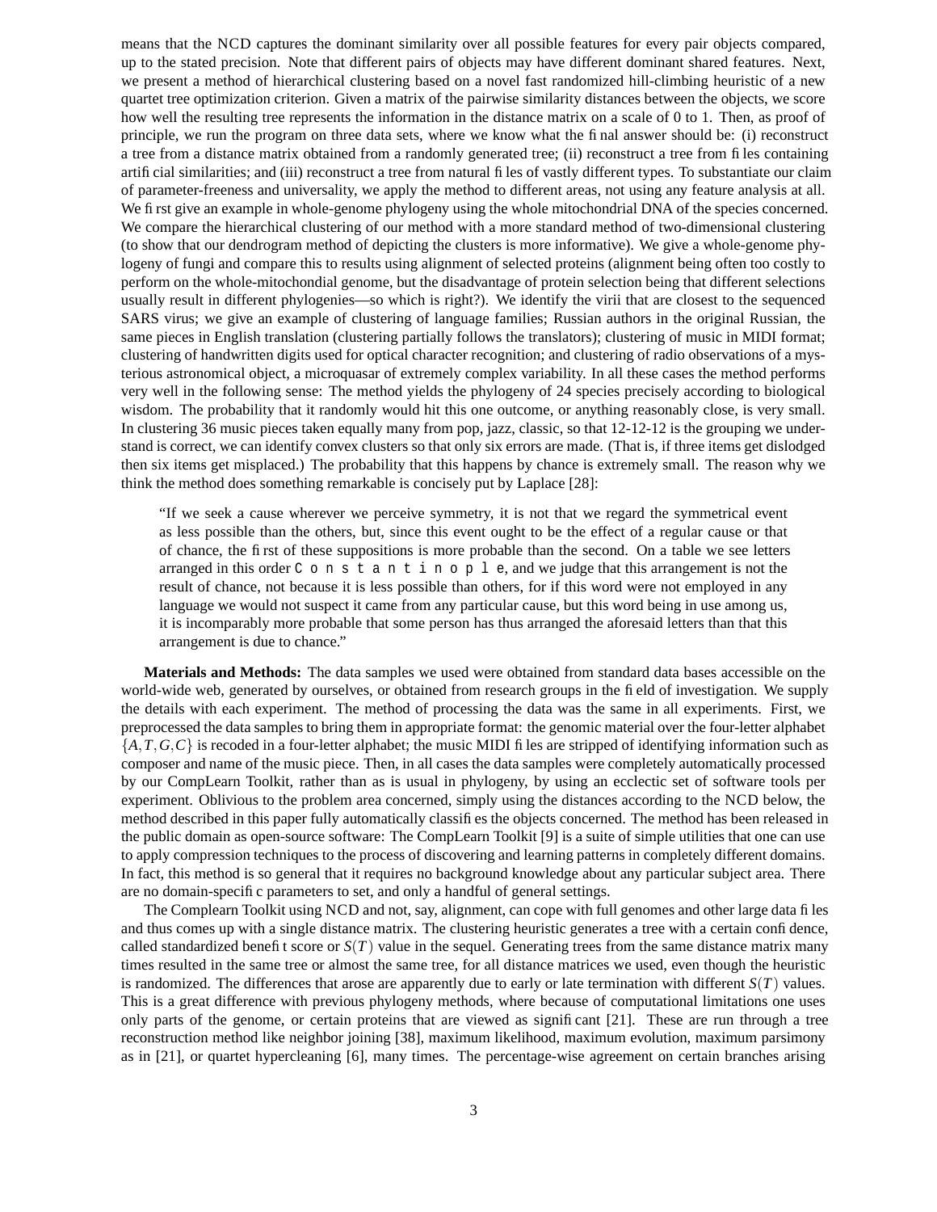means that the NCD captures the dominant similarity over all possible features for every pair objects compared, up to the stated precision. Note that different pairs of objects may have different dominant shared features. Next, we present a method of hierarchical clustering based on a novel fast randomized hill-climbing heuristic of a new quartet tree optimization criterion. Given a matrix of the pairwise similarity distances between the objects, we score how well the resulting tree represents the information in the distance matrix on a scale of 0 to 1. Then, as proof of principle, we run the program on three data sets, where we know what the final answer should be: (i) reconstruct a tree from a distance matrix obtained from a randomly generated tree; (ii) reconstruct a tree from files containing artificial similarities; and (iii) reconstruct a tree from natural files of vastly different types. To substantiate our claim of parameter-freeness and universality, we apply the method to different areas, not using any feature analysis at all. We first give an example in whole-genome phylogeny using the whole mitochondrial DNA of the species concerned. We compare the hierarchical clustering of our method with a more standard method of two-dimensional clustering (to show that our dendrogram method of depicting the clusters is more informative). We give a whole-genome phylogeny of fungi and compare this to results using alignment of selected proteins (alignment being often too costly to perform on the whole-mitochondial genome, but the disadvantage of protein selection being that different selections usually result in different phylogenies—so which is right?). We identify the virii that are closest to the sequenced SARS virus; we give an example of clustering of language families; Russian authors in the original Russian, the same pieces in English translation (clustering partially follows the translators); clustering of music in MIDI format; clustering of handwritten digits used for optical character recognition; and clustering of radio observations of a mysterious astronomical object, a microquasar of extremely complex variability. In all these cases the method performs very well in the following sense: The method yields the phylogeny of 24 species precisely according to biological wisdom. The probability that it randomly would hit this one outcome, or anything reasonably close, is very small. In clustering 36 music pieces taken equally many from pop, jazz, classic, so that 12-12-12 is the grouping we understand is correct, we can identify convex clusters so that only six errors are made. (That is, if three items get dislodged then six items get misplaced.) The probability that this happens by chance is extremely small. The reason why we think the method does something remarkable is concisely put by Laplace [28]:

> "If we seek a cause wherever we perceive symmetry, it is not that we regard the symmetrical event as less possible than the others, but, since this event ought to be the effect of a regular cause or that of chance, the first of these suppositions is more probable than the second. On a table we see letters arranged in this order `C o n s t a n t i n o p l e`, and we judge that this arrangement is not the result of chance, not because it is less possible than others, for if this word were not employed in any language we would not suspect it came from any particular cause, but this word being in use among us, it is incomparably more probable that some person has thus arranged the aforesaid letters than that this arrangement is due to chance."

**Materials and Methods:** The data samples we used were obtained from standard data bases accessible on the world-wide web, generated by ourselves, or obtained from research groups in the field of investigation. We supply the details with each experiment. The method of processing the data was the same in all experiments. First, we preprocessed the data samples to bring them in appropriate format: the genomic material over the four-letter alphabet $\{A,T,G,C\}$ is recoded in a four-letter alphabet; the music MIDI files are stripped of identifying information such as composer and name of the music piece. Then, in all cases the data samples were completely automatically processed by our CompLearn Toolkit, rather than as is usual in phylogeny, by using an ecclectic set of software tools per experiment. Oblivious to the problem area concerned, simply using the distances according to the NCD below, the method described in this paper fully automatically classifies the objects concerned. The method has been released in the public domain as open-source software: The CompLearn Toolkit [9] is a suite of simple utilities that one can use to apply compression techniques to the process of discovering and learning patterns in completely different domains. In fact, this method is so general that it requires no background knowledge about any particular subject area. There are no domain-specific parameters to set, and only a handful of general settings.

The Complearn Toolkit using NCD and not, say, alignment, can cope with full genomes and other large data files and thus comes up with a single distance matrix. The clustering heuristic generates a tree with a certain confidence, called standardized benefit score or $S(T)$ value in the sequel. Generating trees from the same distance matrix many times resulted in the same tree or almost the same tree, for all distance matrices we used, even though the heuristic is randomized. The differences that arose are apparently due to early or late termination with different $S(T)$ values. This is a great difference with previous phylogeny methods, where because of computational limitations one uses only parts of the genome, or certain proteins that are viewed as significant [21]. These are run through a tree reconstruction method like neighbor joining [38], maximum likelihood, maximum evolution, maximum parsimony as in [21], or quartet hypercleaning [6], many times. The percentage-wise agreement on certain branches arising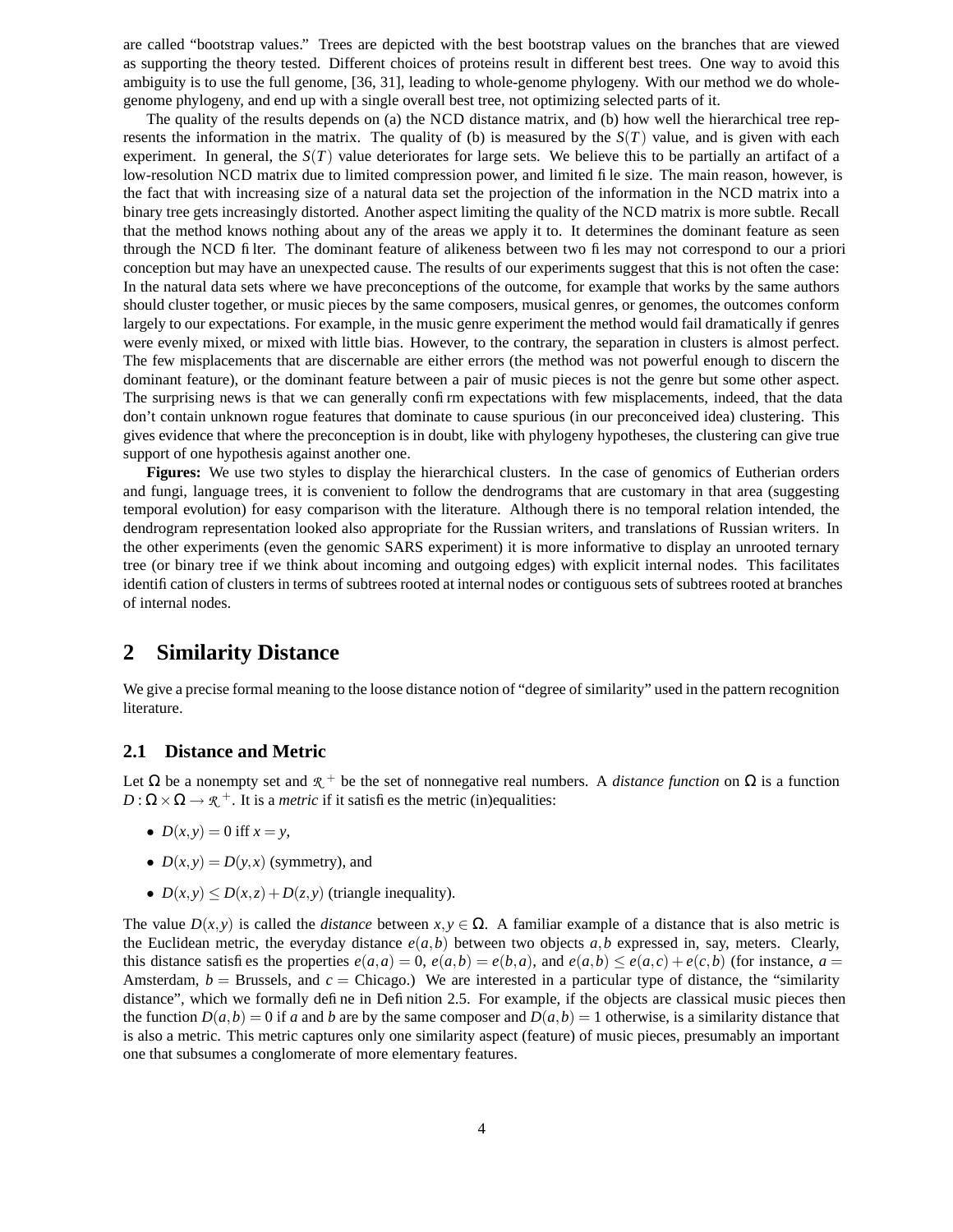are called "bootstrap values." Trees are depicted with the best bootstrap values on the branches that are viewed as supporting the theory tested. Different choices of proteins result in different best trees. One way to avoid this ambiguity is to use the full genome, [36, 31], leading to whole-genome phylogeny. With our method we do whole-genome phylogeny, and end up with a single overall best tree, not optimizing selected parts of it.

The quality of the results depends on (a) the NCD distance matrix, and (b) how well the hierarchical tree represents the information in the matrix. The quality of (b) is measured by the $S(T)$ value, and is given with each experiment. In general, the $S(T)$ value deteriorates for large sets. We believe this to be partially an artifact of a low-resolution NCD matrix due to limited compression power, and limited file size. The main reason, however, is the fact that with increasing size of a natural data set the projection of the information in the NCD matrix into a binary tree gets increasingly distorted. Another aspect limiting the quality of the NCD matrix is more subtle. Recall that the method knows nothing about any of the areas we apply it to. It determines the dominant feature as seen through the NCD filter. The dominant feature of alikeness between two files may not correspond to our a priori conception but may have an unexpected cause. The results of our experiments suggest that this is not often the case: In the natural data sets where we have preconceptions of the outcome, for example that works by the same authors should cluster together, or music pieces by the same composers, musical genres, or genomes, the outcomes conform largely to our expectations. For example, in the music genre experiment the method would fail dramatically if genres were evenly mixed, or mixed with little bias. However, to the contrary, the separation in clusters is almost perfect. The few misplacements that are discernable are either errors (the method was not powerful enough to discern the dominant feature), or the dominant feature between a pair of music pieces is not the genre but some other aspect. The surprising news is that we can generally confirm expectations with few misplacements, indeed, that the data don't contain unknown rogue features that dominate to cause spurious (in our preconceived idea) clustering. This gives evidence that where the preconception is in doubt, like with phylogeny hypotheses, the clustering can give true support of one hypothesis against another one.

**Figures:** We use two styles to display the hierarchical clusters. In the case of genomics of Eutherian orders and fungi, language trees, it is convenient to follow the dendrograms that are customary in that area (suggesting temporal evolution) for easy comparison with the literature. Although there is no temporal relation intended, the dendrogram representation looked also appropriate for the Russian writers, and translations of Russian writers. In the other experiments (even the genomic SARS experiment) it is more informative to display an unrooted ternary tree (or binary tree if we think about incoming and outgoing edges) with explicit internal nodes. This facilitates identification of clusters in terms of subtrees rooted at internal nodes or contiguous sets of subtrees rooted at branches of internal nodes.

## 2 Similarity Distance

We give a precise formal meaning to the loose distance notion of "degree of similarity" used in the pattern recognition literature.

### 2.1 Distance and Metric

Let $\Omega$ be a nonempty set and $\mathcal{R}^+$ be the set of nonnegative real numbers. A *distance function* on $\Omega$ is a function $D : \Omega \times \Omega \to \mathcal{R}^+$. It is a *metric* if it satisfies the metric (in)equalities:

- $D(x,y) = 0$ iff $x = y$,
- $D(x,y) = D(y,x)$ (symmetry), and
- $D(x,y) \leq D(x,z) + D(z,y)$ (triangle inequality).

The value $D(x,y)$ is called the *distance* between $x,y \in \Omega$. A familiar example of a distance that is also metric is the Euclidean metric, the everyday distance $e(a,b)$ between two objects $a,b$ expressed in, say, meters. Clearly, this distance satisfies the properties $e(a,a) = 0$, $e(a,b) = e(b,a)$, and $e(a,b) \leq e(a,c) + e(c,b)$ (for instance, $a =$ Amsterdam, $b =$ Brussels, and $c =$ Chicago.) We are interested in a particular type of distance, the "similarity distance", which we formally define in Definition 2.5. For example, if the objects are classical music pieces then the function $D(a,b) = 0$ if $a$ and $b$ are by the same composer and $D(a,b) = 1$ otherwise, is a similarity distance that is also a metric. This metric captures only one similarity aspect (feature) of music pieces, presumably an important one that subsumes a conglomerate of more elementary features.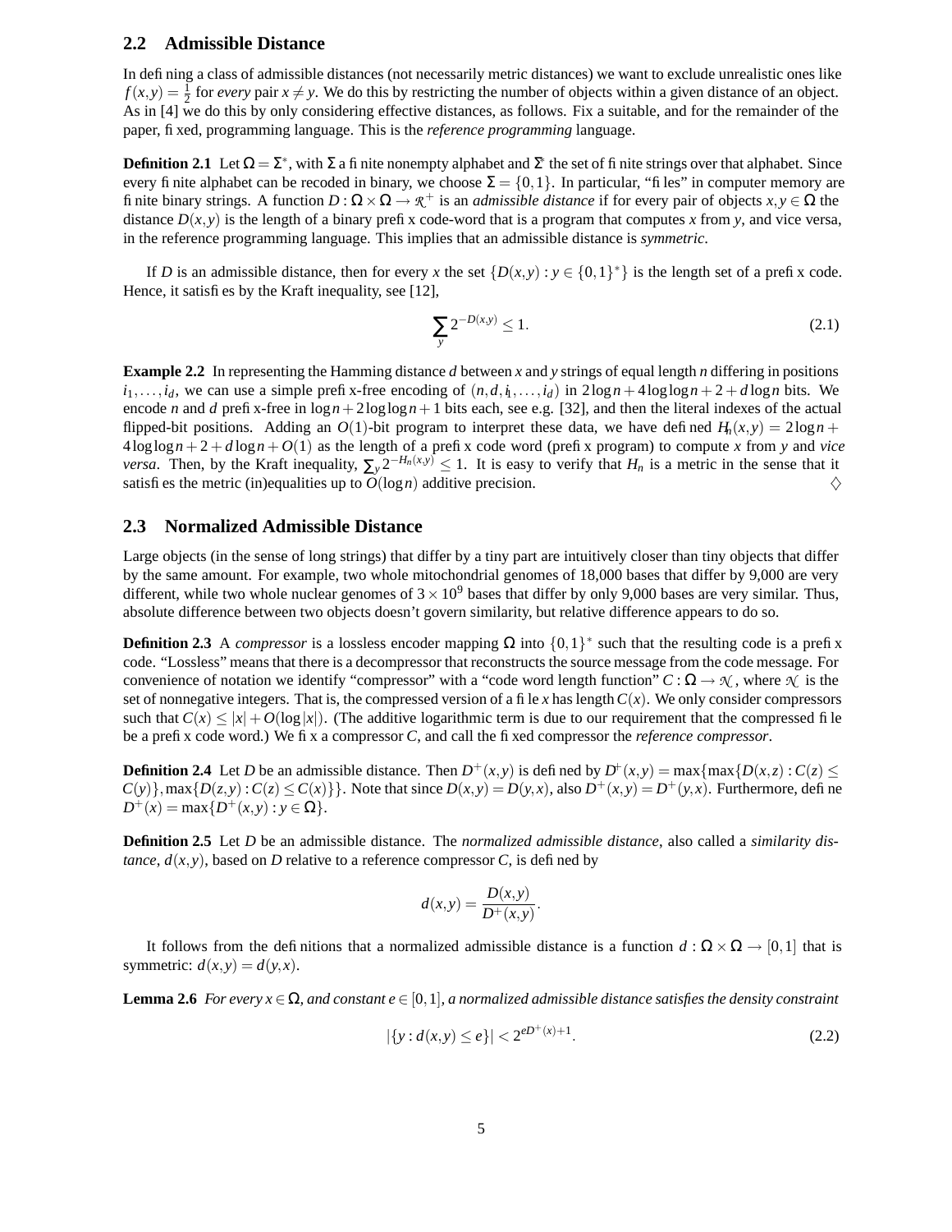## 2.2 Admissible Distance

In defining a class of admissible distances (not necessarily metric distances) we want to exclude unrealistic ones like $f(x,y) = \frac{1}{2}$ for *every* pair $x \neq y$. We do this by restricting the number of objects within a given distance of an object. As in [4] we do this by only considering effective distances, as follows. Fix a suitable, and for the remainder of the paper, fixed, programming language. This is the *reference programming* language.

**Definition 2.1** Let $\Omega = \Sigma^*$, with $\Sigma$ a finite nonempty alphabet and $\Sigma^*$ the set of finite strings over that alphabet. Since every finite alphabet can be recoded in binary, we choose $\Sigma = \{0,1\}$. In particular, "files" in computer memory are finite binary strings. A function $D : \Omega \times \Omega \rightarrow \mathcal{R}^+$ is an *admissible distance* if for every pair of objects $x, y \in \Omega$ the distance $D(x,y)$ is the length of a binary prefix code-word that is a program that computes $x$ from $y$, and vice versa, in the reference programming language. This implies that an admissible distance is *symmetric*.

If $D$ is an admissible distance, then for every $x$ the set $\{D(x,y) : y \in \{0,1\}^*\}$ is the length set of a prefix code. Hence, it satisfies by the Kraft inequality, see [12],

$$\sum_y 2^{-D(x,y)} \leq 1. \tag{2.1}$$

**Example 2.2** In representing the Hamming distance $d$ between $x$ and $y$ strings of equal length $n$ differing in positions $i_1, \ldots, i_d$, we can use a simple prefix-free encoding of $(n, d, i_1, \ldots, i_d)$ in $2\log n + 4\log\log n + 2 + d\log n$ bits. We encode $n$ and $d$ prefix-free in $\log n + 2\log\log n + 1$ bits each, see e.g. [32], and then the literal indexes of the actual flipped-bit positions. Adding an $O(1)$-bit program to interpret these data, we have defined $H_n(x,y) = 2\log n + 4\log\log n + 2 + d\log n + O(1)$ as the length of a prefix code word (prefix program) to compute $x$ from $y$ and *vice versa*. Then, by the Kraft inequality, $\sum_y 2^{-H_n(x,y)} \leq 1$. It is easy to verify that $H_n$ is a metric in the sense that it satisfies the metric (in)equalities up to $O(\log n)$ additive precision. $\diamondsuit$

## 2.3 Normalized Admissible Distance

Large objects (in the sense of long strings) that differ by a tiny part are intuitively closer than tiny objects that differ by the same amount. For example, two whole mitochondrial genomes of 18,000 bases that differ by 9,000 are very different, while two whole nuclear genomes of $3 \times 10^9$ bases that differ by only 9,000 bases are very similar. Thus, absolute difference between two objects doesn't govern similarity, but relative difference appears to do so.

**Definition 2.3** A *compressor* is a lossless encoder mapping $\Omega$ into $\{0,1\}^*$ such that the resulting code is a prefix code. "Lossless" means that there is a decompressor that reconstructs the source message from the code message. For convenience of notation we identify "compressor" with a "code word length function" $C : \Omega \rightarrow \mathcal{N}$, where $\mathcal{N}$ is the set of nonnegative integers. That is, the compressed version of a file $x$ has length $C(x)$. We only consider compressors such that $C(x) \leq |x| + O(\log |x|)$. (The additive logarithmic term is due to our requirement that the compressed file be a prefix code word.) We fix a compressor $C$, and call the fixed compressor the *reference compressor*.

**Definition 2.4** Let $D$ be an admissible distance. Then $D^+(x,y)$ is defined by $D^+(x,y) = \max\{\max\{D(x,z) : C(z) \leq C(y)\}, \max\{D(z,y) : C(z) \leq C(x)\}\}$. Note that since $D(x,y) = D(y,x)$, also $D^+(x,y) = D^+(y,x)$. Furthermore, define $D^+(x) = \max\{D^+(x,y) : y \in \Omega\}$.

**Definition 2.5** Let $D$ be an admissible distance. The *normalized admissible distance*, also called a *similarity distance*, $d(x,y)$, based on $D$ relative to a reference compressor $C$, is defined by

$$d(x,y) = \frac{D(x,y)}{D^+(x,y)}.$$

It follows from the definitions that a normalized admissible distance is a function $d : \Omega \times \Omega \rightarrow [0,1]$ that is symmetric: $d(x,y) = d(y,x)$.

**Lemma 2.6** *For every $x \in \Omega$, and constant $e \in [0,1]$, a normalized admissible distance satisfies the density constraint*

$$|\{y : d(x,y) \leq e\}| < 2^{eD^+(x)+1}. \tag{2.2}$$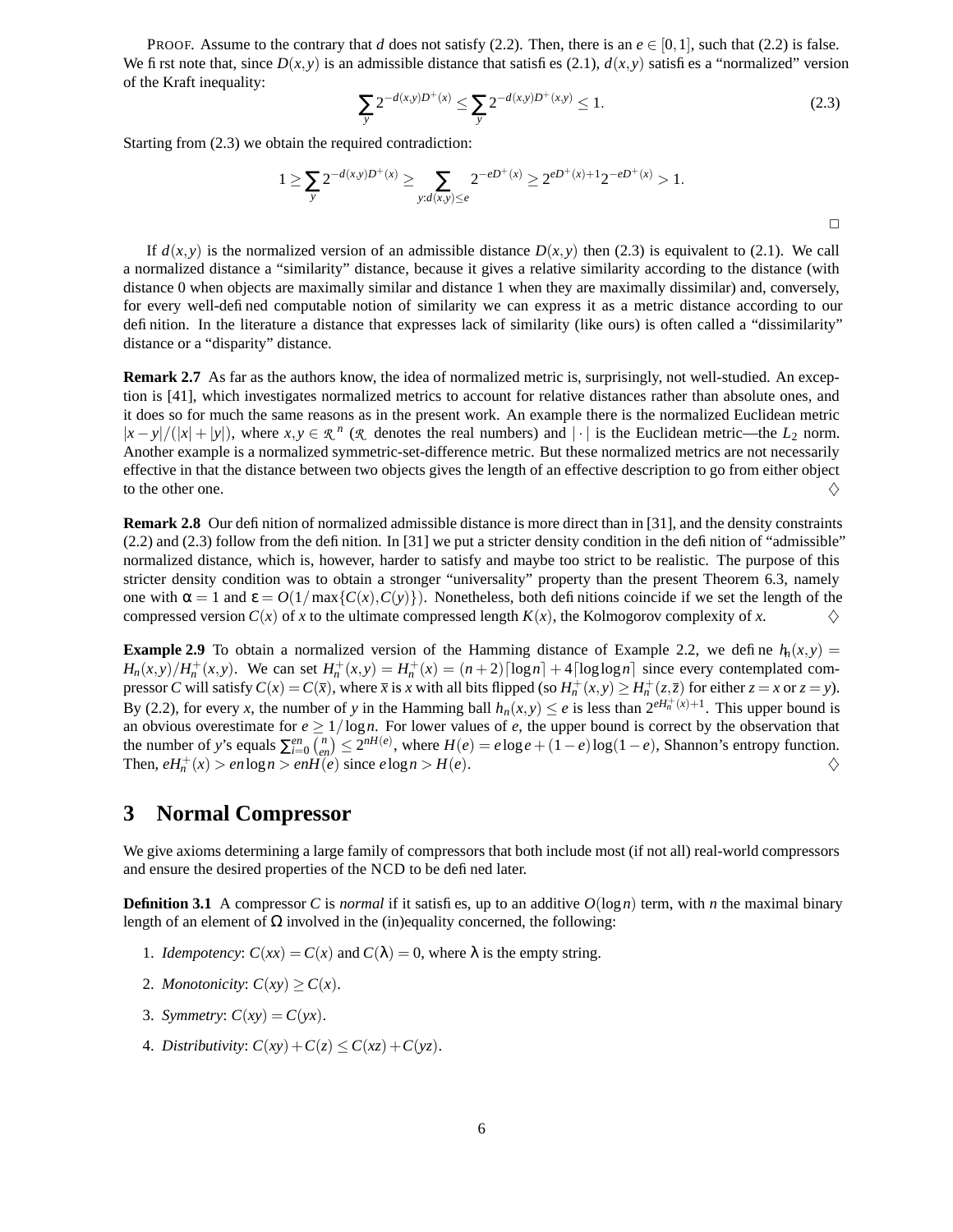PROOF. Assume to the contrary that $d$ does not satisfy (2.2). Then, there is an $e \in [0,1]$, such that (2.2) is false. We first note that, since $D(x,y)$ is an admissible distance that satisfies (2.1), $d(x,y)$ satisfies a "normalized" version of the Kraft inequality:

$$\sum_y 2^{-d(x,y)D^+(x)} \leq \sum_y 2^{-d(x,y)D^+(x,y)} \leq 1. \tag{2.3}$$

Starting from (2.3) we obtain the required contradiction:

$$1 \geq \sum_y 2^{-d(x,y)D^+(x)} \geq \sum_{y:d(x,y)\leq e} 2^{-eD^+(x)} \geq 2^{eD^+(x)+1} 2^{-eD^+(x)} > 1.$$

□

If $d(x,y)$ is the normalized version of an admissible distance $D(x,y)$ then (2.3) is equivalent to (2.1). We call a normalized distance a "similarity" distance, because it gives a relative similarity according to the distance (with distance 0 when objects are maximally similar and distance 1 when they are maximally dissimilar) and, conversely, for every well-defined computable notion of similarity we can express it as a metric distance according to our definition. In the literature a distance that expresses lack of similarity (like ours) is often called a "dissimilarity" distance or a "disparity" distance.

**Remark 2.7** As far as the authors know, the idea of normalized metric is, surprisingly, not well-studied. An exception is [41], which investigates normalized metrics to account for relative distances rather than absolute ones, and it does so for much the same reasons as in the present work. An example there is the normalized Euclidean metric $|x-y|/(|x|+|y|)$, where $x,y \in \mathcal{R}^n$ ($\mathcal{R}$ denotes the real numbers) and $|\cdot|$ is the Euclidean metric—the $L_2$ norm. Another example is a normalized symmetric-set-difference metric. But these normalized metrics are not necessarily effective in that the distance between two objects gives the length of an effective description to go from either object to the other one. ♢

**Remark 2.8** Our definition of normalized admissible distance is more direct than in [31], and the density constraints (2.2) and (2.3) follow from the definition. In [31] we put a stricter density condition in the definition of "admissible" normalized distance, which is, however, harder to satisfy and maybe too strict to be realistic. The purpose of this stricter density condition was to obtain a stronger "universality" property than the present Theorem 6.3, namely one with $\alpha = 1$ and $\varepsilon = O(1/\max\{C(x),C(y)\})$. Nonetheless, both definitions coincide if we set the length of the compressed version $C(x)$ of $x$ to the ultimate compressed length $K(x)$, the Kolmogorov complexity of $x$. ♢

**Example 2.9** To obtain a normalized version of the Hamming distance of Example 2.2, we define $h_n(x,y) = H_n(x,y)/H_n^+(x,y)$. We can set $H_n^+(x,y) = H_n^+(x) = (n+2)\lceil \log n \rceil + 4\lceil \log\log n \rceil$ since every contemplated compressor $C$ will satisfy $C(x) = C(\bar{x})$, where $\bar{x}$ is $x$ with all bits flipped (so $H_n^+(x,y) \geq H_n^+(z,\bar{z})$ for either $z = x$ or $z = y$). By (2.2), for every $x$, the number of $y$ in the Hamming ball $h_n(x,y) \leq e$ is less than $2^{eH_n^+(x)+1}$. This upper bound is an obvious overestimate for $e \geq 1/\log n$. For lower values of $e$, the upper bound is correct by the observation that the number of $y$'s equals $\sum_{i=0}^{en} \binom{n}{en} \leq 2^{nH(e)}$, where $H(e) = e\log e + (1-e)\log(1-e)$, Shannon's entropy function. Then, $eH_n^+(x) > en\log n > enH(e)$ since $e\log n > H(e)$. ♢

## 3 Normal Compressor

We give axioms determining a large family of compressors that both include most (if not all) real-world compressors and ensure the desired properties of the NCD to be defined later.

**Definition 3.1** A compressor $C$ is *normal* if it satisfies, up to an additive $O(\log n)$ term, with $n$ the maximal binary length of an element of $\Omega$ involved in the (in)equality concerned, the following:

1. *Idempotency*: $C(xx) = C(x)$ and $C(\lambda) = 0$, where $\lambda$ is the empty string.
2. *Monotonicity*: $C(xy) \geq C(x)$.
3. *Symmetry*: $C(xy) = C(yx)$.
4. *Distributivity*: $C(xy) + C(z) \leq C(xz) + C(yz)$.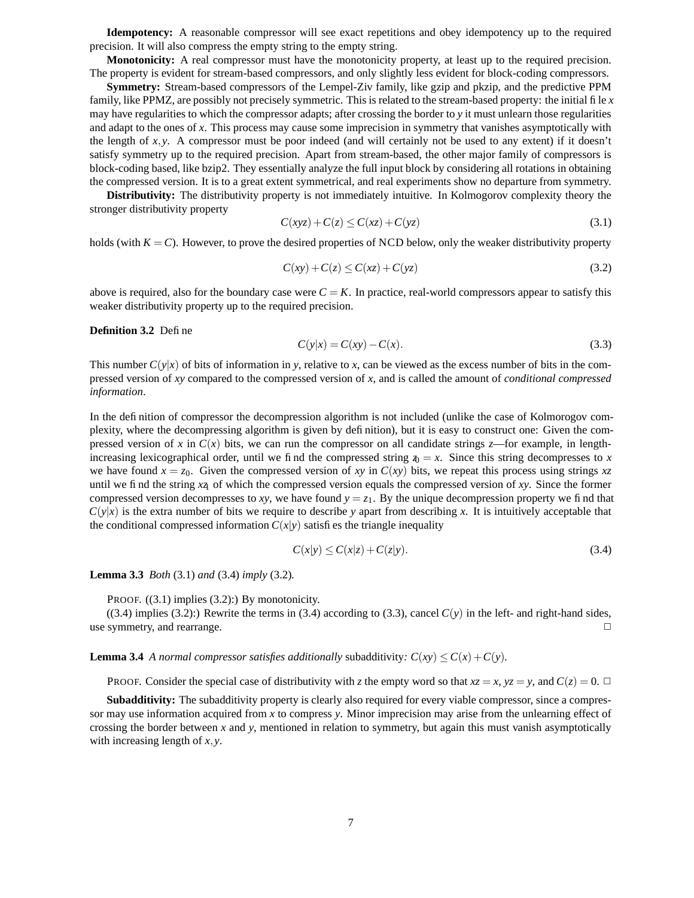**Idempotency:** A reasonable compressor will see exact repetitions and obey idempotency up to the required precision. It will also compress the empty string to the empty string.

**Monotonicity:** A real compressor must have the monotonicity property, at least up to the required precision. The property is evident for stream-based compressors, and only slightly less evident for block-coding compressors.

**Symmetry:** Stream-based compressors of the Lempel-Ziv family, like gzip and pkzip, and the predictive PPM family, like PPMZ, are possibly not precisely symmetric. This is related to the stream-based property: the initial file $x$ may have regularities to which the compressor adapts; after crossing the border to $y$ it must unlearn those regularities and adapt to the ones of $x$. This process may cause some imprecision in symmetry that vanishes asymptotically with the length of $x,y$. A compressor must be poor indeed (and will certainly not be used to any extent) if it doesn't satisfy symmetry up to the required precision. Apart from stream-based, the other major family of compressors is block-coding based, like bzip2. They essentially analyze the full input block by considering all rotations in obtaining the compressed version. It is to a great extent symmetrical, and real experiments show no departure from symmetry.

**Distributivity:** The distributivity property is not immediately intuitive. In Kolmogorov complexity theory the stronger distributivity property

$$C(xyz) + C(z) \leq C(xz) + C(yz) \tag{3.1}$$

holds (with $K = C$). However, to prove the desired properties of NCD below, only the weaker distributivity property

$$C(xy) + C(z) \leq C(xz) + C(yz) \tag{3.2}$$

above is required, also for the boundary case were $C = K$. In practice, real-world compressors appear to satisfy this weaker distributivity property up to the required precision.

**Definition 3.2** Define

$$C(y|x) = C(xy) - C(x). \tag{3.3}$$

This number $C(y|x)$ of bits of information in $y$, relative to $x$, can be viewed as the excess number of bits in the compressed version of $xy$ compared to the compressed version of $x$, and is called the amount of *conditional compressed information*.

In the definition of compressor the decompression algorithm is not included (unlike the case of Kolmorogov complexity, where the decompressing algorithm is given by definition), but it is easy to construct one: Given the compressed version of $x$ in $C(x)$ bits, we can run the compressor on all candidate strings $z$—for example, in length-increasing lexicographical order, until we find the compressed string $z_0 = x$. Since this string decompresses to $x$ we have found $x = z_0$. Given the compressed version of $xy$ in $C(xy)$ bits, we repeat this process using strings $xz$ until we find the string $xz_1$ of which the compressed version equals the compressed version of $xy$. Since the former compressed version decompresses to $xy$, we have found $y = z_1$. By the unique decompression property we find that $C(y|x)$ is the extra number of bits we require to describe $y$ apart from describing $x$. It is intuitively acceptable that the conditional compressed information $C(x|y)$ satisfies the triangle inequality

$$C(x|y) \leq C(x|z) + C(z|y). \tag{3.4}$$

**Lemma 3.3** *Both* (3.1) *and* (3.4) *imply* (3.2)*.*

PROOF. ((3.1) implies (3.2):) By monotonicity.

((3.4) implies (3.2):) Rewrite the terms in (3.4) according to (3.3), cancel $C(y)$ in the left- and right-hand sides, use symmetry, and rearrange. □

**Lemma 3.4** *A normal compressor satisfies additionally* subadditivity*:* $C(xy) \leq C(x) + C(y)$*.*

PROOF. Consider the special case of distributivity with $z$ the empty word so that $xz = x$, $yz = y$, and $C(z) = 0$. □

**Subadditivity:** The subadditivity property is clearly also required for every viable compressor, since a compressor may use information acquired from $x$ to compress $y$. Minor imprecision may arise from the unlearning effect of crossing the border between $x$ and $y$, mentioned in relation to symmetry, but again this must vanish asymptotically with increasing length of $x,y$.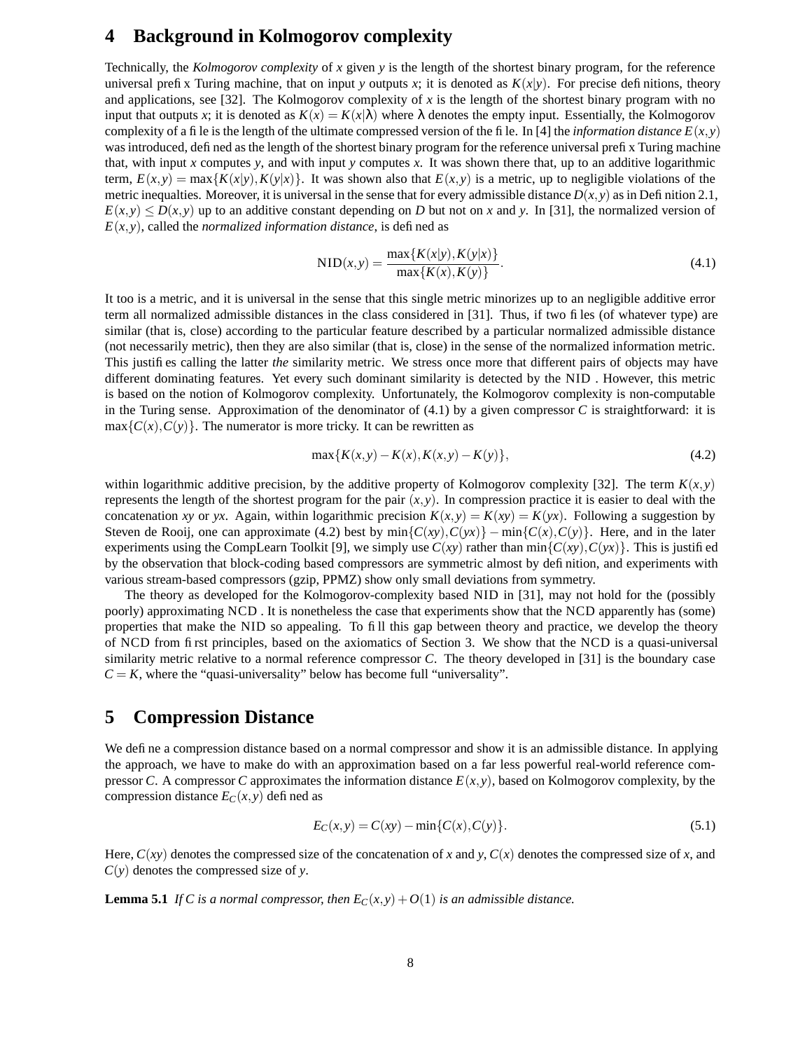## 4 Background in Kolmogorov complexity

Technically, the *Kolmogorov complexity* of $x$ given $y$ is the length of the shortest binary program, for the reference universal prefix Turing machine, that on input $y$ outputs $x$; it is denoted as $K(x|y)$. For precise definitions, theory and applications, see [32]. The Kolmogorov complexity of $x$ is the length of the shortest binary program with no input that outputs $x$; it is denoted as $K(x) = K(x|\lambda)$ where $\lambda$ denotes the empty input. Essentially, the Kolmogorov complexity of a file is the length of the ultimate compressed version of the file. In [4] the *information distance* $E(x,y)$ was introduced, defined as the length of the shortest binary program for the reference universal prefix Turing machine that, with input $x$ computes $y$, and with input $y$ computes $x$. It was shown there that, up to an additive logarithmic term, $E(x,y) = \max\{K(x|y), K(y|x)\}$. It was shown also that $E(x,y)$ is a metric, up to negligible violations of the metric inequalties. Moreover, it is universal in the sense that for every admissible distance $D(x,y)$ as in Definition 2.1, $E(x,y) \leq D(x,y)$ up to an additive constant depending on $D$ but not on $x$ and $y$. In [31], the normalized version of $E(x,y)$, called the *normalized information distance*, is defined as

$$\mathrm{NID}(x,y) = \frac{\max\{K(x|y), K(y|x)\}}{\max\{K(x), K(y)\}}. \tag{4.1}$$

It too is a metric, and it is universal in the sense that this single metric minorizes up to an negligible additive error term all normalized admissible distances in the class considered in [31]. Thus, if two files (of whatever type) are similar (that is, close) according to the particular feature described by a particular normalized admissible distance (not necessarily metric), then they are also similar (that is, close) in the sense of the normalized information metric. This justifies calling the latter *the* similarity metric. We stress once more that different pairs of objects may have different dominating features. Yet every such dominant similarity is detected by the NID . However, this metric is based on the notion of Kolmogorov complexity. Unfortunately, the Kolmogorov complexity is non-computable in the Turing sense. Approximation of the denominator of (4.1) by a given compressor $C$ is straightforward: it is $\max\{C(x), C(y)\}$. The numerator is more tricky. It can be rewritten as

$$\max\{K(x,y) - K(x), K(x,y) - K(y)\}, \tag{4.2}$$

within logarithmic additive precision, by the additive property of Kolmogorov complexity [32]. The term $K(x,y)$ represents the length of the shortest program for the pair $(x,y)$. In compression practice it is easier to deal with the concatenation $xy$ or $yx$. Again, within logarithmic precision $K(x,y) = K(xy) = K(yx)$. Following a suggestion by Steven de Rooij, one can approximate (4.2) best by $\min\{C(xy), C(yx)\} - \min\{C(x), C(y)\}$. Here, and in the later experiments using the CompLearn Toolkit [9], we simply use $C(xy)$ rather than $\min\{C(xy), C(yx)\}$. This is justified by the observation that block-coding based compressors are symmetric almost by definition, and experiments with various stream-based compressors (gzip, PPMZ) show only small deviations from symmetry.

The theory as developed for the Kolmogorov-complexity based NID in [31], may not hold for the (possibly poorly) approximating NCD . It is nonetheless the case that experiments show that the NCD apparently has (some) properties that make the NID so appealing. To fill this gap between theory and practice, we develop the theory of NCD from first principles, based on the axiomatics of Section 3. We show that the NCD is a quasi-universal similarity metric relative to a normal reference compressor $C$. The theory developed in [31] is the boundary case $C = K$, where the "quasi-universality" below has become full "universality".

## 5 Compression Distance

We define a compression distance based on a normal compressor and show it is an admissible distance. In applying the approach, we have to make do with an approximation based on a far less powerful real-world reference compressor $C$. A compressor $C$ approximates the information distance $E(x,y)$, based on Kolmogorov complexity, by the compression distance $E_C(x,y)$ defined as

$$E_C(x,y) = C(xy) - \min\{C(x), C(y)\}. \tag{5.1}$$

Here, $C(xy)$ denotes the compressed size of the concatenation of $x$ and $y$, $C(x)$ denotes the compressed size of $x$, and $C(y)$ denotes the compressed size of $y$.

**Lemma 5.1** *If $C$ is a normal compressor, then $E_C(x,y) + O(1)$ is an admissible distance.*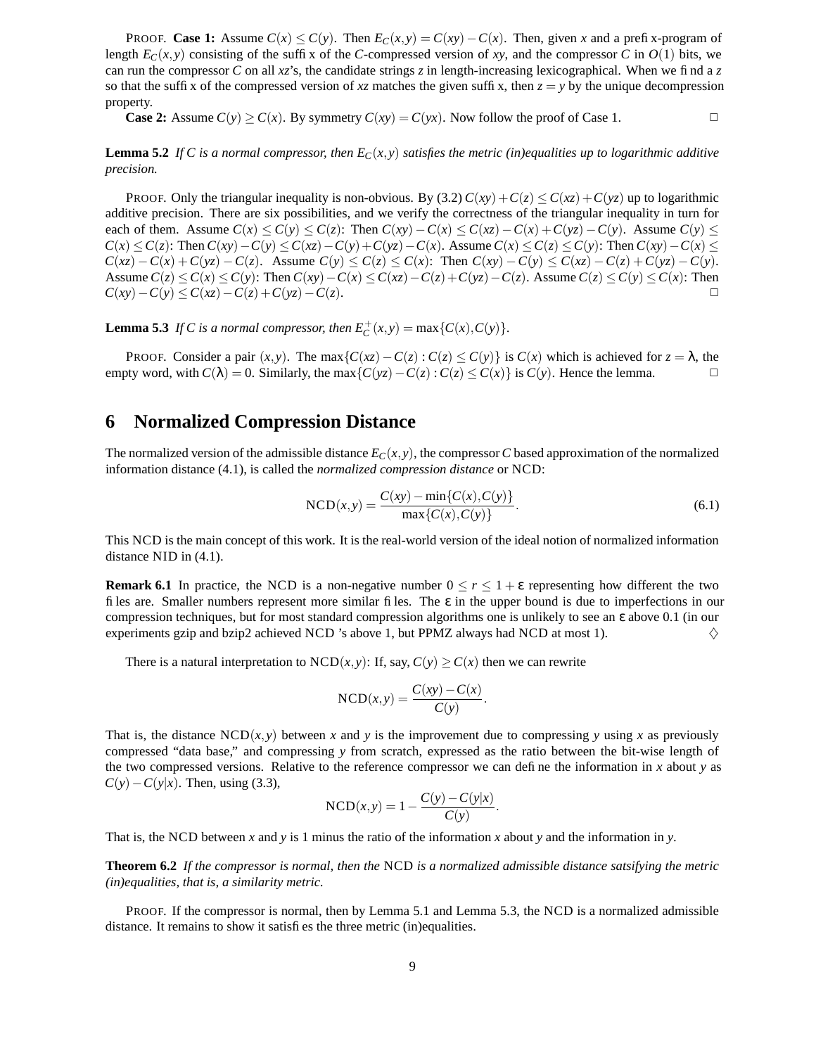PROOF. **Case 1:** Assume $C(x) \leq C(y)$. Then $E_C(x,y) = C(xy) - C(x)$. Then, given $x$ and a prefix-program of length $E_C(x,y)$ consisting of the suffix of the $C$-compressed version of $xy$, and the compressor $C$ in $O(1)$ bits, we can run the compressor $C$ on all $xz$'s, the candidate strings $z$ in length-increasing lexicographical. When we find a $z$ so that the suffix of the compressed version of $xz$ matches the given suffix, then $z = y$ by the unique decompression property.

**Case 2:** Assume $C(y) \geq C(x)$. By symmetry $C(xy) = C(yx)$. Now follow the proof of Case 1. □

**Lemma 5.2** *If $C$ is a normal compressor, then $E_C(x,y)$ satisfies the metric (in)equalities up to logarithmic additive precision.*

PROOF. Only the triangular inequality is non-obvious. By (3.2) $C(xy) + C(z) \leq C(xz) + C(yz)$ up to logarithmic additive precision. There are six possibilities, and we verify the correctness of the triangular inequality in turn for each of them. Assume $C(x) \leq C(y) \leq C(z)$: Then $C(xy) - C(x) \leq C(xz) - C(x) + C(yz) - C(y)$. Assume $C(y) \leq C(x) \leq C(z)$: Then $C(xy) - C(y) \leq C(xz) - C(y) + C(yz) - C(x)$. Assume $C(x) \leq C(z) \leq C(y)$: Then $C(xy) - C(x) \leq C(xz) - C(x) + C(yz) - C(z)$. Assume $C(y) \leq C(z) \leq C(x)$: Then $C(xy) - C(y) \leq C(xz) - C(z) + C(yz) - C(y)$. Assume $C(z) \leq C(x) \leq C(y)$: Then $C(xy) - C(x) \leq C(xz) - C(z) + C(yz) - C(z)$. Assume $C(z) \leq C(y) \leq C(x)$: Then $C(xy) - C(y) \leq C(xz) - C(z) + C(yz) - C(z)$. □

**Lemma 5.3** *If $C$ is a normal compressor, then $E_C^+(x,y) = \max\{C(x), C(y)\}$.*

PROOF. Consider a pair $(x,y)$. The $\max\{C(xz) - C(z) : C(z) \leq C(y)\}$ is $C(x)$ which is achieved for $z = \lambda$, the empty word, with $C(\lambda) = 0$. Similarly, the $\max\{C(yz) - C(z) : C(z) \leq C(x)\}$ is $C(y)$. Hence the lemma. □

# 6 Normalized Compression Distance

The normalized version of the admissible distance $E_C(x,y)$, the compressor $C$ based approximation of the normalized information distance (4.1), is called the *normalized compression distance* or NCD:

$$\mathrm{NCD}(x,y) = \frac{C(xy) - \min\{C(x), C(y)\}}{\max\{C(x), C(y)\}}. \tag{6.1}$$

This NCD is the main concept of this work. It is the real-world version of the ideal notion of normalized information distance NID in (4.1).

**Remark 6.1** In practice, the NCD is a non-negative number $0 \leq r \leq 1 + \varepsilon$ representing how different the two files are. Smaller numbers represent more similar files. The $\varepsilon$ in the upper bound is due to imperfections in our compression techniques, but for most standard compression algorithms one is unlikely to see an $\varepsilon$ above 0.1 (in our experiments gzip and bzip2 achieved NCD 's above 1, but PPMZ always had NCD at most 1). ♢

There is a natural interpretation to $\mathrm{NCD}(x,y)$: If, say, $C(y) \geq C(x)$ then we can rewrite

$$\mathrm{NCD}(x,y) = \frac{C(xy) - C(x)}{C(y)}.$$

That is, the distance $\mathrm{NCD}(x,y)$ between $x$ and $y$ is the improvement due to compressing $y$ using $x$ as previously compressed "data base," and compressing $y$ from scratch, expressed as the ratio between the bit-wise length of the two compressed versions. Relative to the reference compressor we can define the information in $x$ about $y$ as $C(y) - C(y|x)$. Then, using (3.3),

$$\mathrm{NCD}(x,y) = 1 - \frac{C(y) - C(y|x)}{C(y)}.$$

That is, the NCD between $x$ and $y$ is 1 minus the ratio of the information $x$ about $y$ and the information in $y$.

**Theorem 6.2** *If the compressor is normal, then the* NCD *is a normalized admissible distance satsifying the metric (in)equalities, that is, a similarity metric.*

PROOF. If the compressor is normal, then by Lemma 5.1 and Lemma 5.3, the NCD is a normalized admissible distance. It remains to show it satisfies the three metric (in)equalities.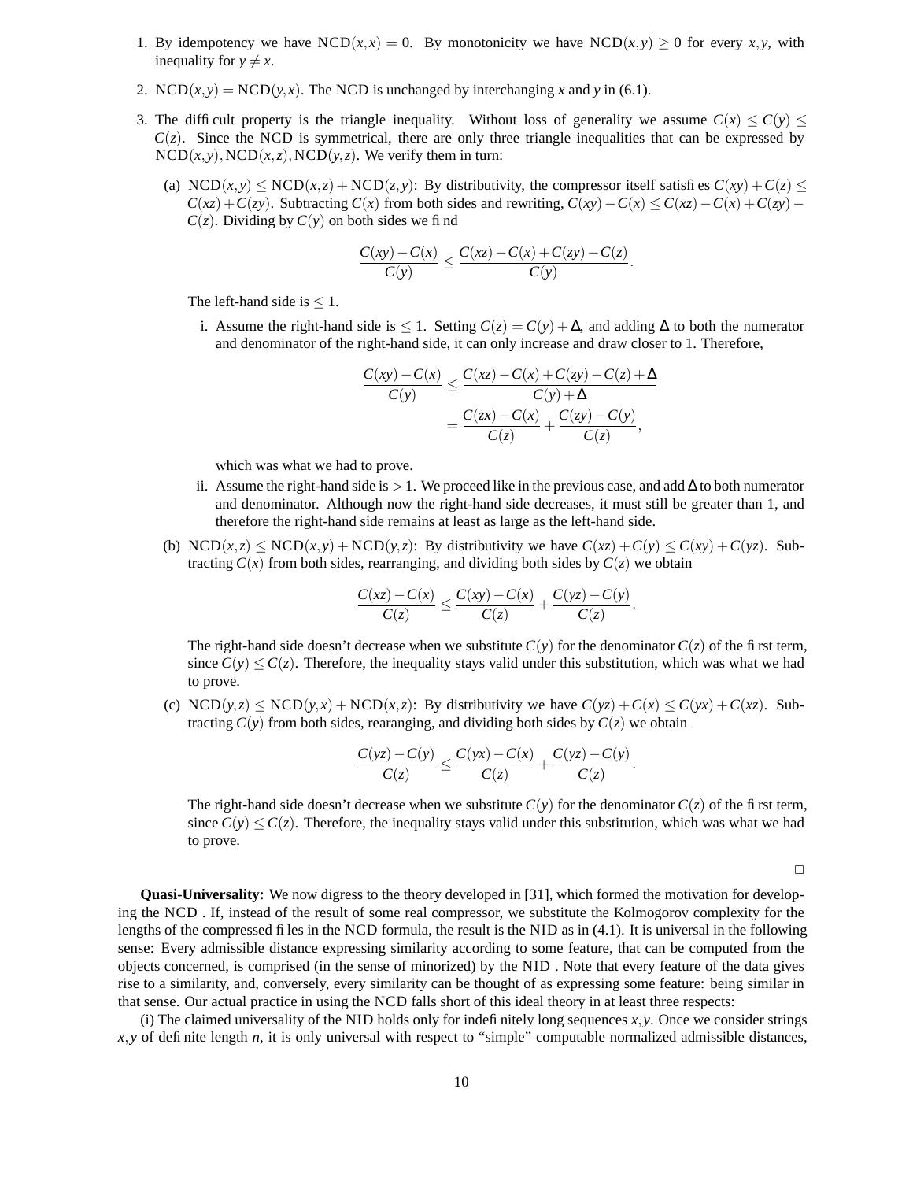1. By idempotency we have $\text{NCD}(x,x) = 0$. By monotonicity we have $\text{NCD}(x,y) \geq 0$ for every $x,y$, with inequality for $y \neq x$.

2. $\text{NCD}(x,y) = \text{NCD}(y,x)$. The NCD is unchanged by interchanging $x$ and $y$ in (6.1).

3. The difficult property is the triangle inequality. Without loss of generality we assume $C(x) \leq C(y) \leq C(z)$. Since the NCD is symmetrical, there are only three triangle inequalities that can be expressed by $\text{NCD}(x,y), \text{NCD}(x,z), \text{NCD}(y,z)$. We verify them in turn:

   (a) $\text{NCD}(x,y) \leq \text{NCD}(x,z) + \text{NCD}(z,y)$: By distributivity, the compressor itself satisfies $C(xy) + C(z) \leq C(xz) + C(zy)$. Subtracting $C(x)$ from both sides and rewriting, $C(xy) - C(x) \leq C(xz) - C(x) + C(zy) - C(z)$. Dividing by $C(y)$ on both sides we find

   $$\frac{C(xy) - C(x)}{C(y)} \leq \frac{C(xz) - C(x) + C(zy) - C(z)}{C(y)}.$$

   The left-hand side is $\leq 1$.

      i. Assume the right-hand side is $\leq 1$. Setting $C(z) = C(y) + \Delta$, and adding $\Delta$ to both the numerator and denominator of the right-hand side, it can only increase and draw closer to 1. Therefore,

      $$\frac{C(xy) - C(x)}{C(y)} \leq \frac{C(xz) - C(x) + C(zy) - C(z) + \Delta}{C(y) + \Delta}$$
      $$= \frac{C(zx) - C(x)}{C(z)} + \frac{C(zy) - C(y)}{C(z)},$$

      which was what we had to prove.

      ii. Assume the right-hand side is $> 1$. We proceed like in the previous case, and add $\Delta$ to both numerator and denominator. Although now the right-hand side decreases, it must still be greater than 1, and therefore the right-hand side remains at least as large as the left-hand side.

   (b) $\text{NCD}(x,z) \leq \text{NCD}(x,y) + \text{NCD}(y,z)$: By distributivity we have $C(xz) + C(y) \leq C(xy) + C(yz)$. Subtracting $C(x)$ from both sides, rearranging, and dividing both sides by $C(z)$ we obtain

   $$\frac{C(xz) - C(x)}{C(z)} \leq \frac{C(xy) - C(x)}{C(z)} + \frac{C(yz) - C(y)}{C(z)}.$$

   The right-hand side doesn't decrease when we substitute $C(y)$ for the denominator $C(z)$ of the first term, since $C(y) \leq C(z)$. Therefore, the inequality stays valid under this substitution, which was what we had to prove.

   (c) $\text{NCD}(y,z) \leq \text{NCD}(y,x) + \text{NCD}(x,z)$: By distributivity we have $C(yz) + C(x) \leq C(yx) + C(xz)$. Subtracting $C(y)$ from both sides, rearanging, and dividing both sides by $C(z)$ we obtain

   $$\frac{C(yz) - C(y)}{C(z)} \leq \frac{C(yx) - C(x)}{C(z)} + \frac{C(yz) - C(y)}{C(z)}.$$

   The right-hand side doesn't decrease when we substitute $C(y)$ for the denominator $C(z)$ of the first term, since $C(y) \leq C(z)$. Therefore, the inequality stays valid under this substitution, which was what we had to prove.

□

**Quasi-Universality:** We now digress to the theory developed in [31], which formed the motivation for developing the NCD . If, instead of the result of some real compressor, we substitute the Kolmogorov complexity for the lengths of the compressed files in the NCD formula, the result is the NID as in (4.1). It is universal in the following sense: Every admissible distance expressing similarity according to some feature, that can be computed from the objects concerned, is comprised (in the sense of minorized) by the NID . Note that every feature of the data gives rise to a similarity, and, conversely, every similarity can be thought of as expressing some feature: being similar in that sense. Our actual practice in using the NCD falls short of this ideal theory in at least three respects:

(i) The claimed universality of the NID holds only for indefinitely long sequences $x, y$. Once we consider strings $x, y$ of definite length $n$, it is only universal with respect to "simple" computable normalized admissible distances,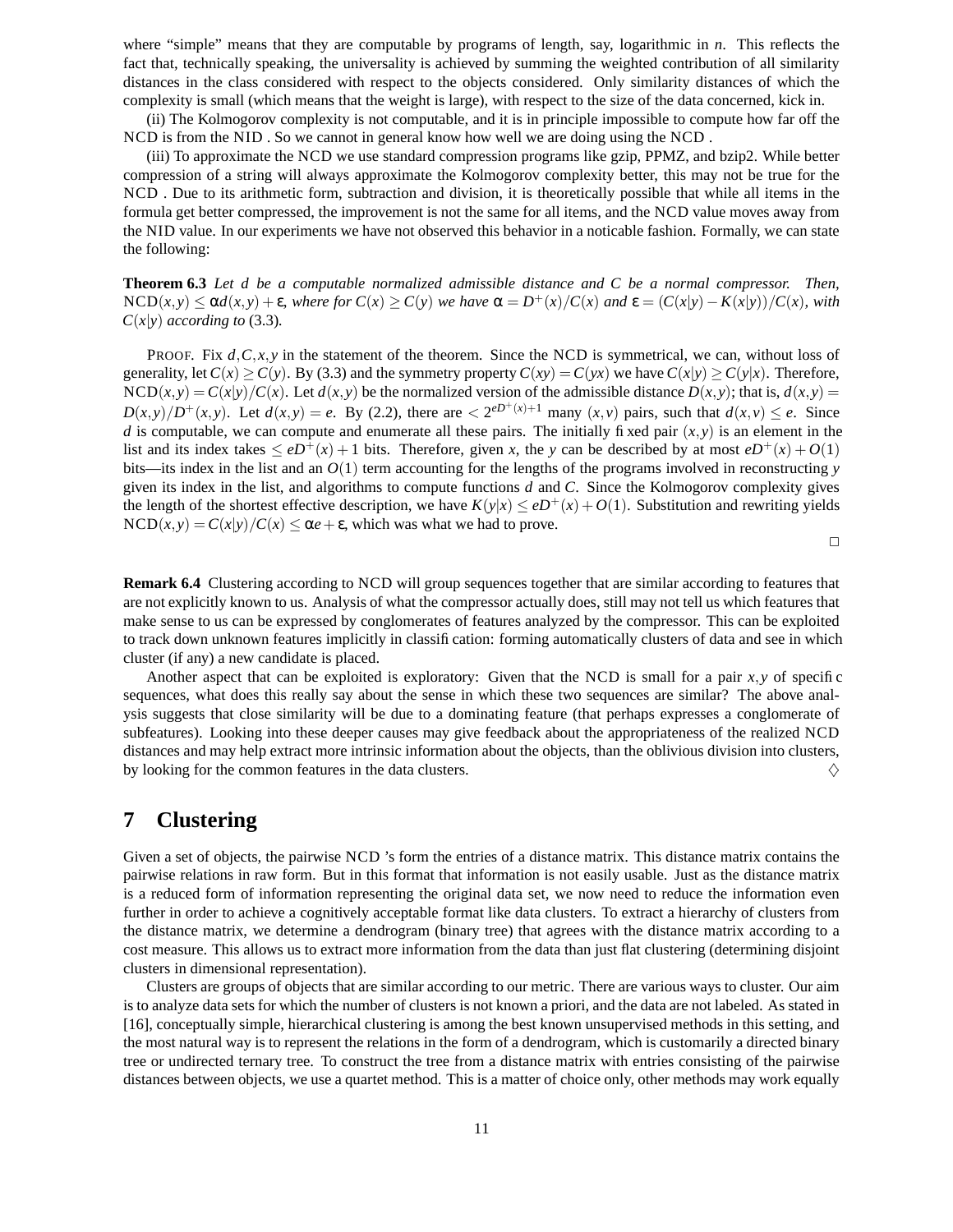where “simple” means that they are computable by programs of length, say, logarithmic in $n$. This reflects the fact that, technically speaking, the universality is achieved by summing the weighted contribution of all similarity distances in the class considered with respect to the objects considered. Only similarity distances of which the complexity is small (which means that the weight is large), with respect to the size of the data concerned, kick in.

(ii) The Kolmogorov complexity is not computable, and it is in principle impossible to compute how far off the NCD is from the NID . So we cannot in general know how well we are doing using the NCD .

(iii) To approximate the NCD we use standard compression programs like gzip, PPMZ, and bzip2. While better compression of a string will always approximate the Kolmogorov complexity better, this may not be true for the NCD . Due to its arithmetic form, subtraction and division, it is theoretically possible that while all items in the formula get better compressed, the improvement is not the same for all items, and the NCD value moves away from the NID value. In our experiments we have not observed this behavior in a noticable fashion. Formally, we can state the following:

**Theorem 6.3** *Let $d$ be a computable normalized admissible distance and $C$ be a normal compressor. Then, $\mathrm{NCD}(x,y) \leq \alpha d(x,y) + \varepsilon$, where for $C(x) \geq C(y)$ we have $\alpha = D^+(x)/C(x)$ and $\varepsilon = (C(x|y) - K(x|y))/C(x)$, with $C(x|y)$ according to* (3.3)*.*

PROOF. Fix $d, C, x, y$ in the statement of the theorem. Since the NCD is symmetrical, we can, without loss of generality, let $C(x) \geq C(y)$. By (3.3) and the symmetry property $C(xy) = C(yx)$ we have $C(x|y) \geq C(y|x)$. Therefore, $\mathrm{NCD}(x,y) = C(x|y)/C(x)$. Let $d(x,y)$ be the normalized version of the admissible distance $D(x,y)$; that is, $d(x,y) = D(x,y)/D^+(x,y)$. Let $d(x,y) = e$. By (2.2), there are $< 2^{eD^+(x)+1}$ many $(x,v)$ pairs, such that $d(x,v) \leq e$. Since $d$ is computable, we can compute and enumerate all these pairs. The initially fixed pair $(x,y)$ is an element in the list and its index takes $\leq eD^+(x) + 1$ bits. Therefore, given $x$, the $y$ can be described by at most $eD^+(x) + O(1)$ bits—its index in the list and an $O(1)$ term accounting for the lengths of the programs involved in reconstructing $y$ given its index in the list, and algorithms to compute functions $d$ and $C$. Since the Kolmogorov complexity gives the length of the shortest effective description, we have $K(y|x) \leq eD^+(x) + O(1)$. Substitution and rewriting yields $\mathrm{NCD}(x,y) = C(x|y)/C(x) \leq \alpha e + \varepsilon$, which was what we had to prove.

□

**Remark 6.4** Clustering according to NCD will group sequences together that are similar according to features that are not explicitly known to us. Analysis of what the compressor actually does, still may not tell us which features that make sense to us can be expressed by conglomerates of features analyzed by the compressor. This can be exploited to track down unknown features implicitly in classification: forming automatically clusters of data and see in which cluster (if any) a new candidate is placed.

Another aspect that can be exploited is exploratory: Given that the NCD is small for a pair $x, y$ of specific sequences, what does this really say about the sense in which these two sequences are similar? The above analysis suggests that close similarity will be due to a dominating feature (that perhaps expresses a conglomerate of subfeatures). Looking into these deeper causes may give feedback about the appropriateness of the realized NCD distances and may help extract more intrinsic information about the objects, than the oblivious division into clusters, by looking for the common features in the data clusters. ♢

# 7 Clustering

Given a set of objects, the pairwise NCD 's form the entries of a distance matrix. This distance matrix contains the pairwise relations in raw form. But in this format that information is not easily usable. Just as the distance matrix is a reduced form of information representing the original data set, we now need to reduce the information even further in order to achieve a cognitively acceptable format like data clusters. To extract a hierarchy of clusters from the distance matrix, we determine a dendrogram (binary tree) that agrees with the distance matrix according to a cost measure. This allows us to extract more information from the data than just flat clustering (determining disjoint clusters in dimensional representation).

Clusters are groups of objects that are similar according to our metric. There are various ways to cluster. Our aim is to analyze data sets for which the number of clusters is not known a priori, and the data are not labeled. As stated in [16], conceptually simple, hierarchical clustering is among the best known unsupervised methods in this setting, and the most natural way is to represent the relations in the form of a dendrogram, which is customarily a directed binary tree or undirected ternary tree. To construct the tree from a distance matrix with entries consisting of the pairwise distances between objects, we use a quartet method. This is a matter of choice only, other methods may work equally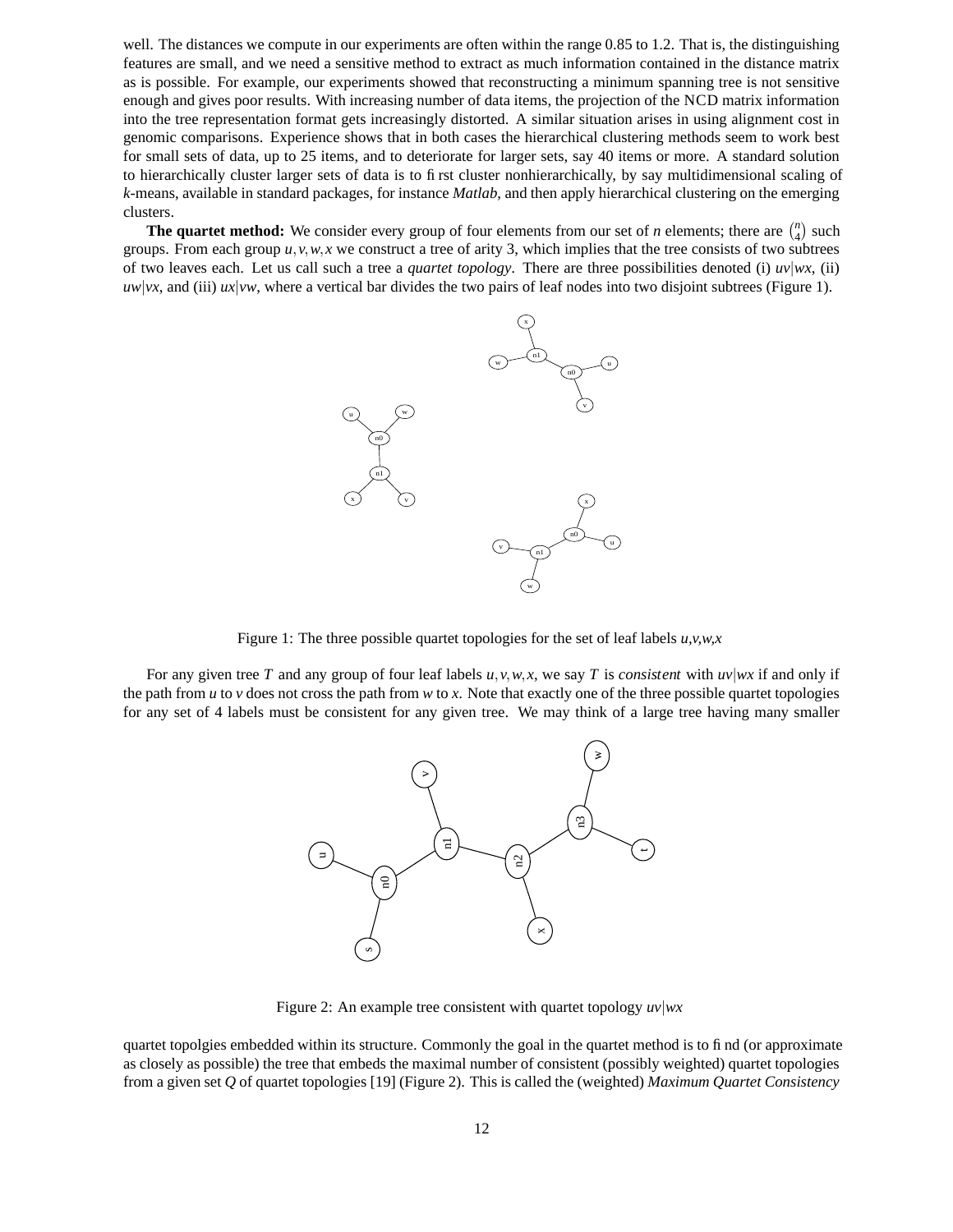well. The distances we compute in our experiments are often within the range 0.85 to 1.2. That is, the distinguishing features are small, and we need a sensitive method to extract as much information contained in the distance matrix as is possible. For example, our experiments showed that reconstructing a minimum spanning tree is not sensitive enough and gives poor results. With increasing number of data items, the projection of the NCD matrix information into the tree representation format gets increasingly distorted. A similar situation arises in using alignment cost in genomic comparisons. Experience shows that in both cases the hierarchical clustering methods seem to work best for small sets of data, up to 25 items, and to deteriorate for larger sets, say 40 items or more. A standard solution to hierarchically cluster larger sets of data is to first cluster nonhierarchically, by say multidimensional scaling of *k*-means, available in standard packages, for instance *Matlab*, and then apply hierarchical clustering on the emerging clusters.

**The quartet method:** We consider every group of four elements from our set of *n* elements; there are $\binom{n}{4}$ such groups. From each group $u,v,w,x$ we construct a tree of arity 3, which implies that the tree consists of two subtrees of two leaves each. Let us call such a tree a *quartet topology*. There are three possibilities denoted (i) $uv|wx$, (ii) $uw|vx$, and (iii) $ux|vw$, where a vertical bar divides the two pairs of leaf nodes into two disjoint subtrees (Figure 1).

Figure 1: The three possible quartet topologies for the set of leaf labels *u,v,w,x*

For any given tree $T$ and any group of four leaf labels $u,v,w,x$, we say $T$ is *consistent* with $uv|wx$ if and only if the path from $u$ to $v$ does not cross the path from $w$ to $x$. Note that exactly one of the three possible quartet topologies for any set of 4 labels must be consistent for any given tree. We may think of a large tree having many smaller quartet topolgies embedded within its structure. Commonly the goal in the quartet method is to find (or approximate as closely as possible) the tree that embeds the maximal number of consistent (possibly weighted) quartet topologies from a given set $Q$ of quartet topologies [19] (Figure 2). This is called the (weighted) *Maximum Quartet Consistency*

Figure 2: An example tree consistent with quartet topology $uv|wx$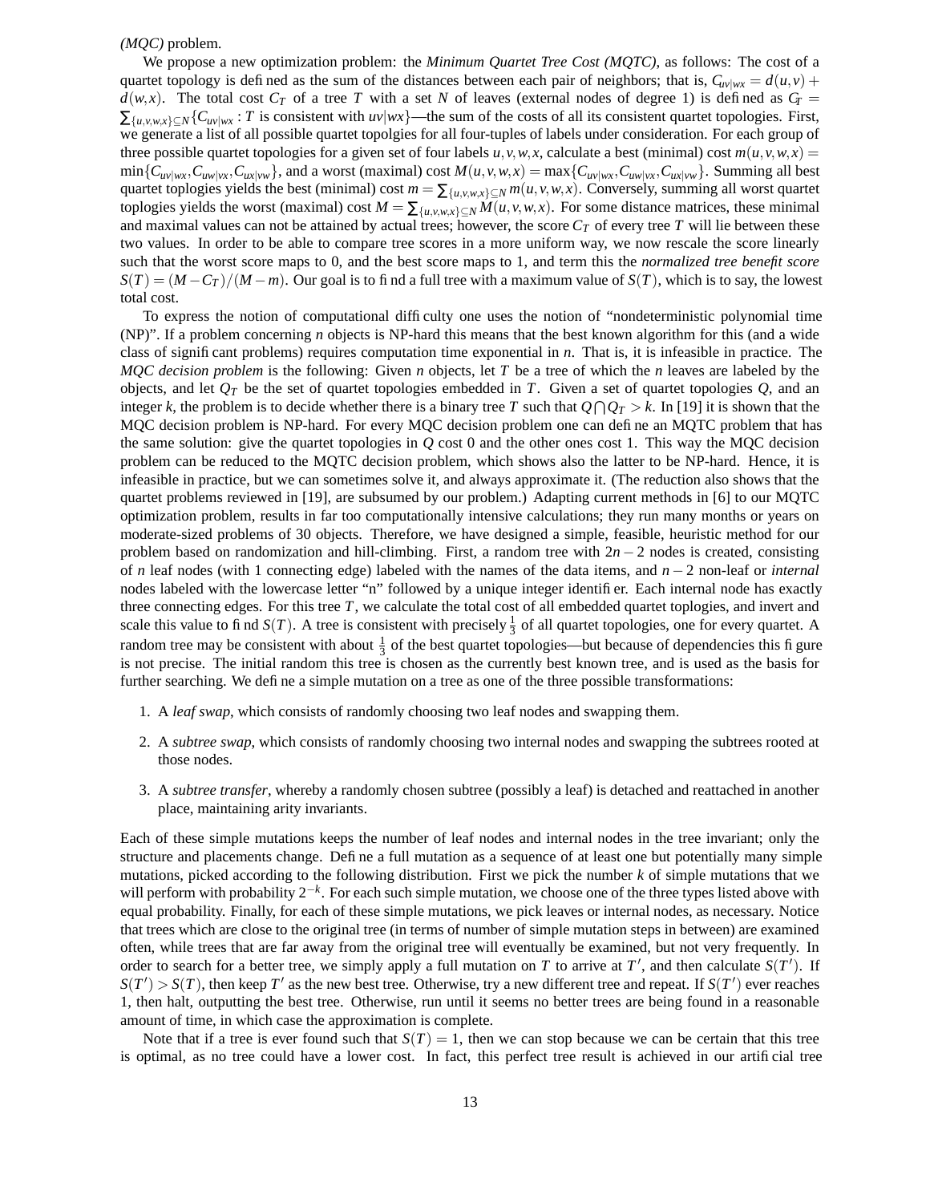*(MQC)* problem.

We propose a new optimization problem: the *Minimum Quartet Tree Cost (MQTC)*, as follows: The cost of a quartet topology is defined as the sum of the distances between each pair of neighbors; that is, $C_{uv|wx} = d(u,v) + d(w,x)$. The total cost $C_T$ of a tree $T$ with a set $N$ of leaves (external nodes of degree 1) is defined as $C_T = \sum_{\{u,v,w,x\} \subseteq N} \{C_{uv|wx} : T$ is consistent with $uv|wx\}$—the sum of the costs of all its consistent quartet topologies. First, we generate a list of all possible quartet topolgies for all four-tuples of labels under consideration. For each group of three possible quartet topologies for a given set of four labels $u,v,w,x$, calculate a best (minimal) cost $m(u,v,w,x) = \min\{C_{uv|wx}, C_{uw|vx}, C_{ux|vw}\}$, and a worst (maximal) cost $M(u,v,w,x) = \max\{C_{uv|wx}, C_{uw|vx}, C_{ux|vw}\}$. Summing all best quartet toplogies yields the best (minimal) cost $m = \sum_{\{u,v,w,x\} \subseteq N} m(u,v,w,x)$. Conversely, summing all worst quartet toplogies yields the worst (maximal) cost $M = \sum_{\{u,v,w,x\} \subseteq N} M(u,v,w,x)$. For some distance matrices, these minimal and maximal values can not be attained by actual trees; however, the score $C_T$ of every tree $T$ will lie between these two values. In order to be able to compare tree scores in a more uniform way, we now rescale the score linearly such that the worst score maps to 0, and the best score maps to 1, and term this the *normalized tree benefit score* $S(T) = (M - C_T)/(M - m)$. Our goal is to find a full tree with a maximum value of $S(T)$, which is to say, the lowest total cost.

To express the notion of computational difficulty one uses the notion of "nondeterministic polynomial time (NP)". If a problem concerning $n$ objects is NP-hard this means that the best known algorithm for this (and a wide class of significant problems) requires computation time exponential in $n$. That is, it is infeasible in practice. The *MQC decision problem* is the following: Given $n$ objects, let $T$ be a tree of which the $n$ leaves are labeled by the objects, and let $Q_T$ be the set of quartet topologies embedded in $T$. Given a set of quartet topologies $Q$, and an integer $k$, the problem is to decide whether there is a binary tree $T$ such that $Q \bigcap Q_T > k$. In [19] it is shown that the MQC decision problem is NP-hard. For every MQC decision problem one can define an MQTC problem that has the same solution: give the quartet topologies in $Q$ cost 0 and the other ones cost 1. This way the MQC decision problem can be reduced to the MQTC decision problem, which shows also the latter to be NP-hard. Hence, it is infeasible in practice, but we can sometimes solve it, and always approximate it. (The reduction also shows that the quartet problems reviewed in [19], are subsumed by our problem.) Adapting current methods in [6] to our MQTC optimization problem, results in far too computationally intensive calculations; they run many months or years on moderate-sized problems of 30 objects. Therefore, we have designed a simple, feasible, heuristic method for our problem based on randomization and hill-climbing. First, a random tree with $2n-2$ nodes is created, consisting of $n$ leaf nodes (with 1 connecting edge) labeled with the names of the data items, and $n-2$ non-leaf or *internal* nodes labeled with the lowercase letter "n" followed by a unique integer identifier. Each internal node has exactly three connecting edges. For this tree $T$, we calculate the total cost of all embedded quartet toplogies, and invert and scale this value to find $S(T)$. A tree is consistent with precisely $\frac{1}{3}$ of all quartet topologies, one for every quartet. A random tree may be consistent with about $\frac{1}{3}$ of the best quartet topologies—but because of dependencies this figure is not precise. The initial random this tree is chosen as the currently best known tree, and is used as the basis for further searching. We define a simple mutation on a tree as one of the three possible transformations:

1. A *leaf swap*, which consists of randomly choosing two leaf nodes and swapping them.
2. A *subtree swap*, which consists of randomly choosing two internal nodes and swapping the subtrees rooted at those nodes.
3. A *subtree transfer*, whereby a randomly chosen subtree (possibly a leaf) is detached and reattached in another place, maintaining arity invariants.

Each of these simple mutations keeps the number of leaf nodes and internal nodes in the tree invariant; only the structure and placements change. Define a full mutation as a sequence of at least one but potentially many simple mutations, picked according to the following distribution. First we pick the number $k$ of simple mutations that we will perform with probability $2^{-k}$. For each such simple mutation, we choose one of the three types listed above with equal probability. Finally, for each of these simple mutations, we pick leaves or internal nodes, as necessary. Notice that trees which are close to the original tree (in terms of number of simple mutation steps in between) are examined often, while trees that are far away from the original tree will eventually be examined, but not very frequently. In order to search for a better tree, we simply apply a full mutation on $T$ to arrive at $T'$, and then calculate $S(T')$. If $S(T') > S(T)$, then keep $T'$ as the new best tree. Otherwise, try a new different tree and repeat. If $S(T')$ ever reaches 1, then halt, outputting the best tree. Otherwise, run until it seems no better trees are being found in a reasonable amount of time, in which case the approximation is complete.

Note that if a tree is ever found such that $S(T) = 1$, then we can stop because we can be certain that this tree is optimal, as no tree could have a lower cost. In fact, this perfect tree result is achieved in our artificial tree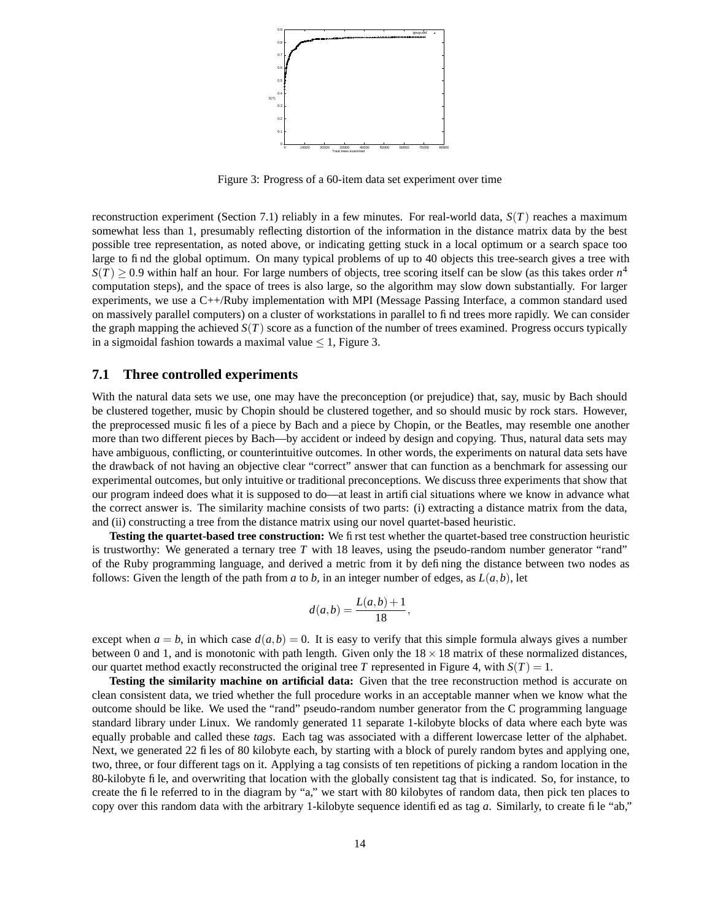Figure 3: Progress of a 60-item data set experiment over time

reconstruction experiment (Section 7.1) reliably in a few minutes. For real-world data, $S(T)$ reaches a maximum somewhat less than 1, presumably reflecting distortion of the information in the distance matrix data by the best possible tree representation, as noted above, or indicating getting stuck in a local optimum or a search space too large to find the global optimum. On many typical problems of up to 40 objects this tree-search gives a tree with $S(T) \geq 0.9$ within half an hour. For large numbers of objects, tree scoring itself can be slow (as this takes order $n^4$ computation steps), and the space of trees is also large, so the algorithm may slow down substantially. For larger experiments, we use a C++/Ruby implementation with MPI (Message Passing Interface, a common standard used on massively parallel computers) on a cluster of workstations in parallel to find trees more rapidly. We can consider the graph mapping the achieved $S(T)$ score as a function of the number of trees examined. Progress occurs typically in a sigmoidal fashion towards a maximal value $\leq 1$, Figure 3.

### 7.1 Three controlled experiments

With the natural data sets we use, one may have the preconception (or prejudice) that, say, music by Bach should be clustered together, music by Chopin should be clustered together, and so should music by rock stars. However, the preprocessed music files of a piece by Bach and a piece by Chopin, or the Beatles, may resemble one another more than two different pieces by Bach—by accident or indeed by design and copying. Thus, natural data sets may have ambiguous, conflicting, or counterintuitive outcomes. In other words, the experiments on natural data sets have the drawback of not having an objective clear "correct" answer that can function as a benchmark for assessing our experimental outcomes, but only intuitive or traditional preconceptions. We discuss three experiments that show that our program indeed does what it is supposed to do—at least in artificial situations where we know in advance what the correct answer is. The similarity machine consists of two parts: (i) extracting a distance matrix from the data, and (ii) constructing a tree from the distance matrix using our novel quartet-based heuristic.

**Testing the quartet-based tree construction:** We first test whether the quartet-based tree construction heuristic is trustworthy: We generated a ternary tree $T$ with 18 leaves, using the pseudo-random number generator "rand" of the Ruby programming language, and derived a metric from it by defining the distance between two nodes as follows: Given the length of the path from $a$ to $b$, in an integer number of edges, as $L(a,b)$, let

$$d(a,b) = \frac{L(a,b)+1}{18},$$

except when $a = b$, in which case $d(a,b) = 0$. It is easy to verify that this simple formula always gives a number between 0 and 1, and is monotonic with path length. Given only the $18 \times 18$ matrix of these normalized distances, our quartet method exactly reconstructed the original tree $T$ represented in Figure 4, with $S(T) = 1$.

**Testing the similarity machine on artificial data:** Given that the tree reconstruction method is accurate on clean consistent data, we tried whether the full procedure works in an acceptable manner when we know what the outcome should be like. We used the "rand" pseudo-random number generator from the C programming language standard library under Linux. We randomly generated 11 separate 1-kilobyte blocks of data where each byte was equally probable and called these *tags*. Each tag was associated with a different lowercase letter of the alphabet. Next, we generated 22 files of 80 kilobyte each, by starting with a block of purely random bytes and applying one, two, three, or four different tags on it. Applying a tag consists of ten repetitions of picking a random location in the 80-kilobyte file, and overwriting that location with the globally consistent tag that is indicated. So, for instance, to create the file referred to in the diagram by "a," we start with 80 kilobytes of random data, then pick ten places to copy over this random data with the arbitrary 1-kilobyte sequence identified as tag $a$. Similarly, to create file "ab,"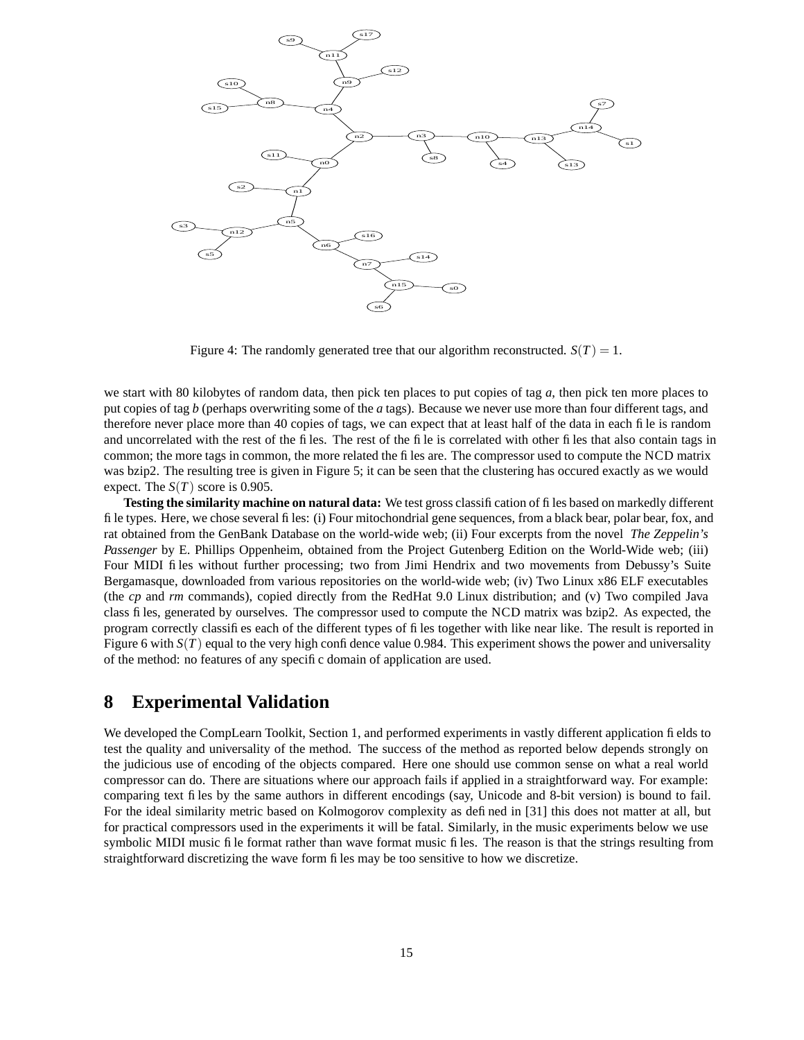Figure 4: The randomly generated tree that our algorithm reconstructed. $S(T) = 1$.

we start with 80 kilobytes of random data, then pick ten places to put copies of tag *a*, then pick ten more places to put copies of tag *b* (perhaps overwriting some of the *a* tags). Because we never use more than four different tags, and therefore never place more than 40 copies of tags, we can expect that at least half of the data in each file is random and uncorrelated with the rest of the files. The rest of the file is correlated with other files that also contain tags in common; the more tags in common, the more related the files are. The compressor used to compute the NCD matrix was bzip2. The resulting tree is given in Figure 5; it can be seen that the clustering has occured exactly as we would expect. The $S(T)$ score is 0.905.

**Testing the similarity machine on natural data:** We test gross classification of files based on markedly different file types. Here, we chose several files: (i) Four mitochondrial gene sequences, from a black bear, polar bear, fox, and rat obtained from the GenBank Database on the world-wide web; (ii) Four excerpts from the novel *The Zeppelin's Passenger* by E. Phillips Oppenheim, obtained from the Project Gutenberg Edition on the World-Wide web; (iii) Four MIDI files without further processing; two from Jimi Hendrix and two movements from Debussy's Suite Bergamasque, downloaded from various repositories on the world-wide web; (iv) Two Linux x86 ELF executables (the *cp* and *rm* commands), copied directly from the RedHat 9.0 Linux distribution; and (v) Two compiled Java class files, generated by ourselves. The compressor used to compute the NCD matrix was bzip2. As expected, the program correctly classifies each of the different types of files together with like near like. The result is reported in Figure 6 with $S(T)$ equal to the very high confidence value 0.984. This experiment shows the power and universality of the method: no features of any specific domain of application are used.

## 8 Experimental Validation

We developed the CompLearn Toolkit, Section 1, and performed experiments in vastly different application fields to test the quality and universality of the method. The success of the method as reported below depends strongly on the judicious use of encoding of the objects compared. Here one should use common sense on what a real world compressor can do. There are situations where our approach fails if applied in a straightforward way. For example: comparing text files by the same authors in different encodings (say, Unicode and 8-bit version) is bound to fail. For the ideal similarity metric based on Kolmogorov complexity as defined in [31] this does not matter at all, but for practical compressors used in the experiments it will be fatal. Similarly, in the music experiments below we use symbolic MIDI music file format rather than wave format music files. The reason is that the strings resulting from straightforward discretizing the wave form files may be too sensitive to how we discretize.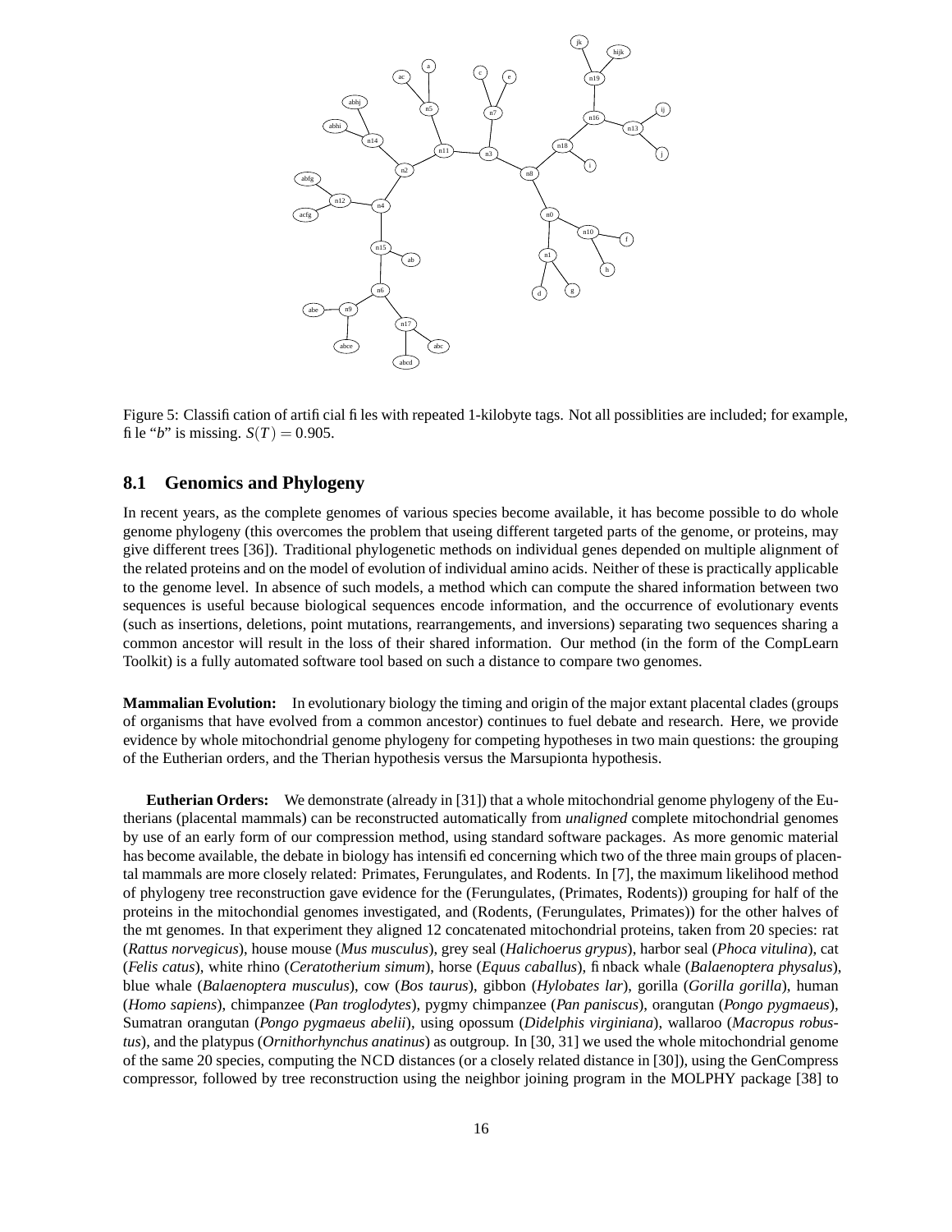jk
hijk
n19
a
c
e
ac
ij
abhj
n16
n13
n5
n7
abhi
j
n18
n14
n11
n3
i
n8
n2
abfg
n12
n4
acfg
n0
n10
f
n15
n1
h
ab
d
g
n6
abe
n9
n17
abce
abc
abcd

Figure 5: Classification of artificial files with repeated 1-kilobyte tags. Not all possiblities are included; for example, file "*b*" is missing. $S(T) = 0.905$.

### 8.1 Genomics and Phylogeny

In recent years, as the complete genomes of various species become available, it has become possible to do whole genome phylogeny (this overcomes the problem that useing different targeted parts of the genome, or proteins, may give different trees [36]). Traditional phylogenetic methods on individual genes depended on multiple alignment of the related proteins and on the model of evolution of individual amino acids. Neither of these is practically applicable to the genome level. In absence of such models, a method which can compute the shared information between two sequences is useful because biological sequences encode information, and the occurrence of evolutionary events (such as insertions, deletions, point mutations, rearrangements, and inversions) separating two sequences sharing a common ancestor will result in the loss of their shared information. Our method (in the form of the CompLearn Toolkit) is a fully automated software tool based on such a distance to compare two genomes.

**Mammalian Evolution:** In evolutionary biology the timing and origin of the major extant placental clades (groups of organisms that have evolved from a common ancestor) continues to fuel debate and research. Here, we provide evidence by whole mitochondrial genome phylogeny for competing hypotheses in two main questions: the grouping of the Eutherian orders, and the Therian hypothesis versus the Marsupionta hypothesis.

**Eutherian Orders:** We demonstrate (already in [31]) that a whole mitochondrial genome phylogeny of the Eutherians (placental mammals) can be reconstructed automatically from *unaligned* complete mitochondrial genomes by use of an early form of our compression method, using standard software packages. As more genomic material has become available, the debate in biology has intensified concerning which two of the three main groups of placental mammals are more closely related: Primates, Ferungulates, and Rodents. In [7], the maximum likelihood method of phylogeny tree reconstruction gave evidence for the (Ferungulates, (Primates, Rodents)) grouping for half of the proteins in the mitochondial genomes investigated, and (Rodents, (Ferungulates, Primates)) for the other halves of the mt genomes. In that experiment they aligned 12 concatenated mitochondrial proteins, taken from 20 species: rat (*Rattus norvegicus*), house mouse (*Mus musculus*), grey seal (*Halichoerus grypus*), harbor seal (*Phoca vitulina*), cat (*Felis catus*), white rhino (*Ceratotherium simum*), horse (*Equus caballus*), finback whale (*Balaenoptera physalus*), blue whale (*Balaenoptera musculus*), cow (*Bos taurus*), gibbon (*Hylobates lar*), gorilla (*Gorilla gorilla*), human (*Homo sapiens*), chimpanzee (*Pan troglodytes*), pygmy chimpanzee (*Pan paniscus*), orangutan (*Pongo pygmaeus*), Sumatran orangutan (*Pongo pygmaeus abelii*), using opossum (*Didelphis virginiana*), wallaroo (*Macropus robustus*), and the platypus (*Ornithorhynchus anatinus*) as outgroup. In [30, 31] we used the whole mitochondrial genome of the same 20 species, computing the NCD distances (or a closely related distance in [30]), using the GenCompress compressor, followed by tree reconstruction using the neighbor joining program in the MOLPHY package [38] to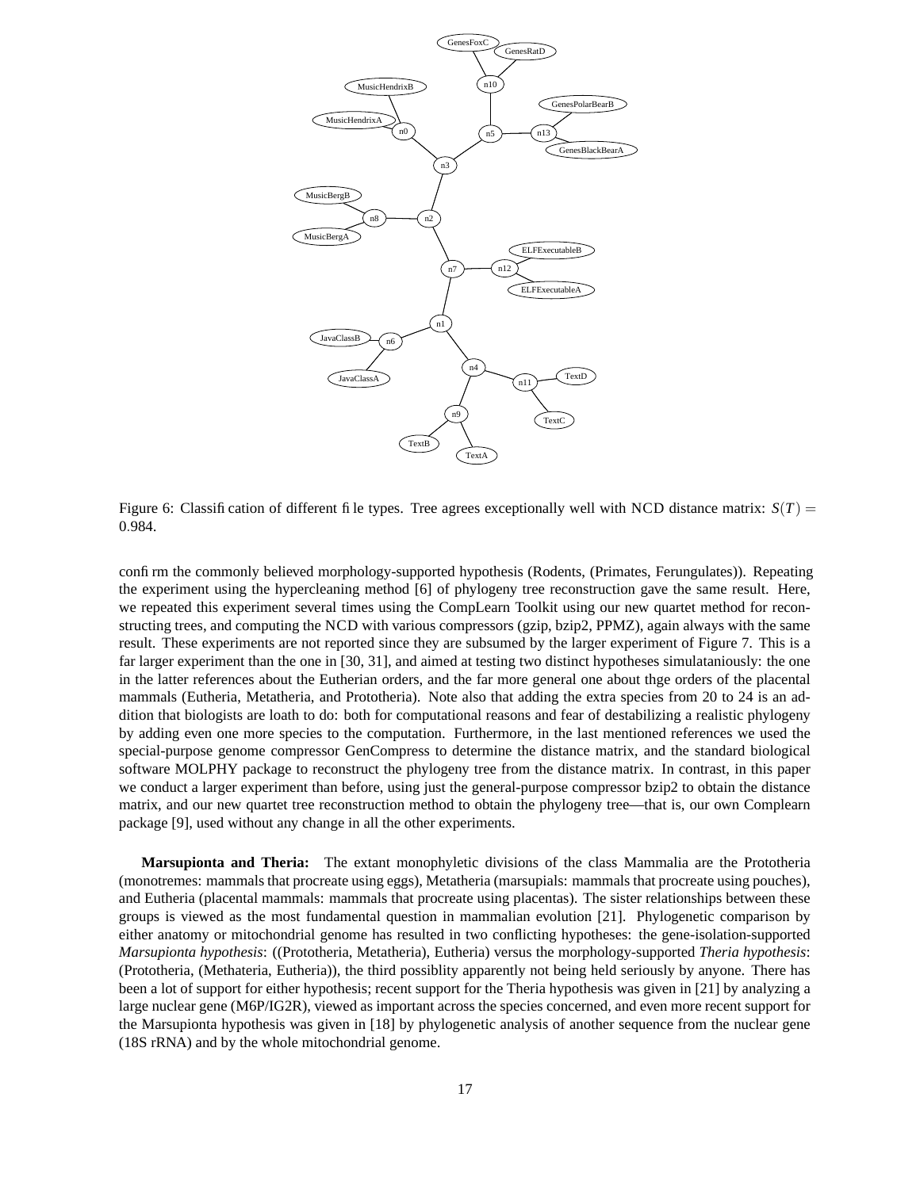Figure 6: Classification of different file types. Tree agrees exceptionally well with NCD distance matrix: $S(T) = 0.984$.

confirm the commonly believed morphology-supported hypothesis (Rodents, (Primates, Ferungulates)). Repeating the experiment using the hypercleaning method [6] of phylogeny tree reconstruction gave the same result. Here, we repeated this experiment several times using the CompLearn Toolkit using our new quartet method for reconstructing trees, and computing the NCD with various compressors (gzip, bzip2, PPMZ), again always with the same result. These experiments are not reported since they are subsumed by the larger experiment of Figure 7. This is a far larger experiment than the one in [30, 31], and aimed at testing two distinct hypotheses simulataniously: the one in the latter references about the Eutherian orders, and the far more general one about thge orders of the placental mammals (Eutheria, Metatheria, and Prototheria). Note also that adding the extra species from 20 to 24 is an addition that biologists are loath to do: both for computational reasons and fear of destabilizing a realistic phylogeny by adding even one more species to the computation. Furthermore, in the last mentioned references we used the special-purpose genome compressor GenCompress to determine the distance matrix, and the standard biological software MOLPHY package to reconstruct the phylogeny tree from the distance matrix. In contrast, in this paper we conduct a larger experiment than before, using just the general-purpose compressor bzip2 to obtain the distance matrix, and our new quartet tree reconstruction method to obtain the phylogeny tree—that is, our own Complearn package [9], used without any change in all the other experiments.

**Marsupionta and Theria:** The extant monophyletic divisions of the class Mammalia are the Prototheria (monotremes: mammals that procreate using eggs), Metatheria (marsupials: mammals that procreate using pouches), and Eutheria (placental mammals: mammals that procreate using placentas). The sister relationships between these groups is viewed as the most fundamental question in mammalian evolution [21]. Phylogenetic comparison by either anatomy or mitochondrial genome has resulted in two conflicting hypotheses: the gene-isolation-supported *Marsupionta hypothesis*: ((Prototheria, Metatheria), Eutheria) versus the morphology-supported *Theria hypothesis*: (Prototheria, (Methateria, Eutheria)), the third possiblity apparently not being held seriously by anyone. There has been a lot of support for either hypothesis; recent support for the Theria hypothesis was given in [21] by analyzing a large nuclear gene (M6P/IG2R), viewed as important across the species concerned, and even more recent support for the Marsupionta hypothesis was given in [18] by phylogenetic analysis of another sequence from the nuclear gene (18S rRNA) and by the whole mitochondrial genome.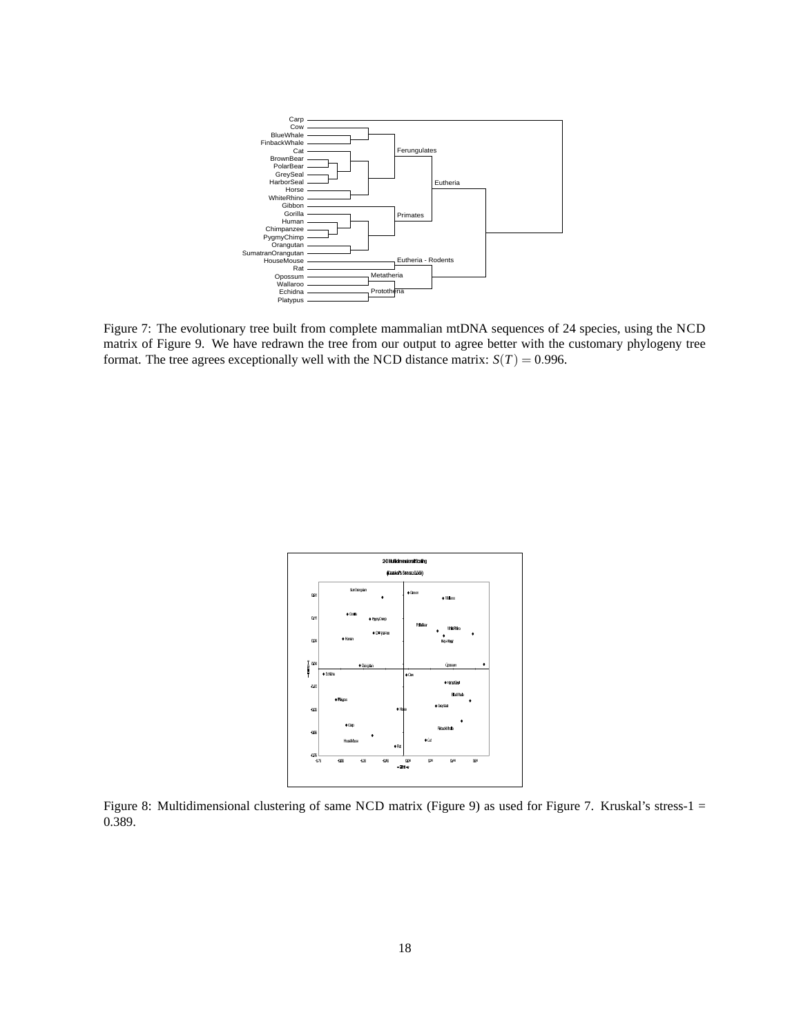Figure 7: The evolutionary tree built from complete mammalian mtDNA sequences of 24 species, using the NCD matrix of Figure 9. We have redrawn the tree from our output to agree better with the customary phylogeny tree format. The tree agrees exceptionally well with the NCD distance matrix: $S(T) = 0.996$.

Figure 8: Multidimensional clustering of same NCD matrix (Figure 9) as used for Figure 7. Kruskal's stress-1 = 0.389.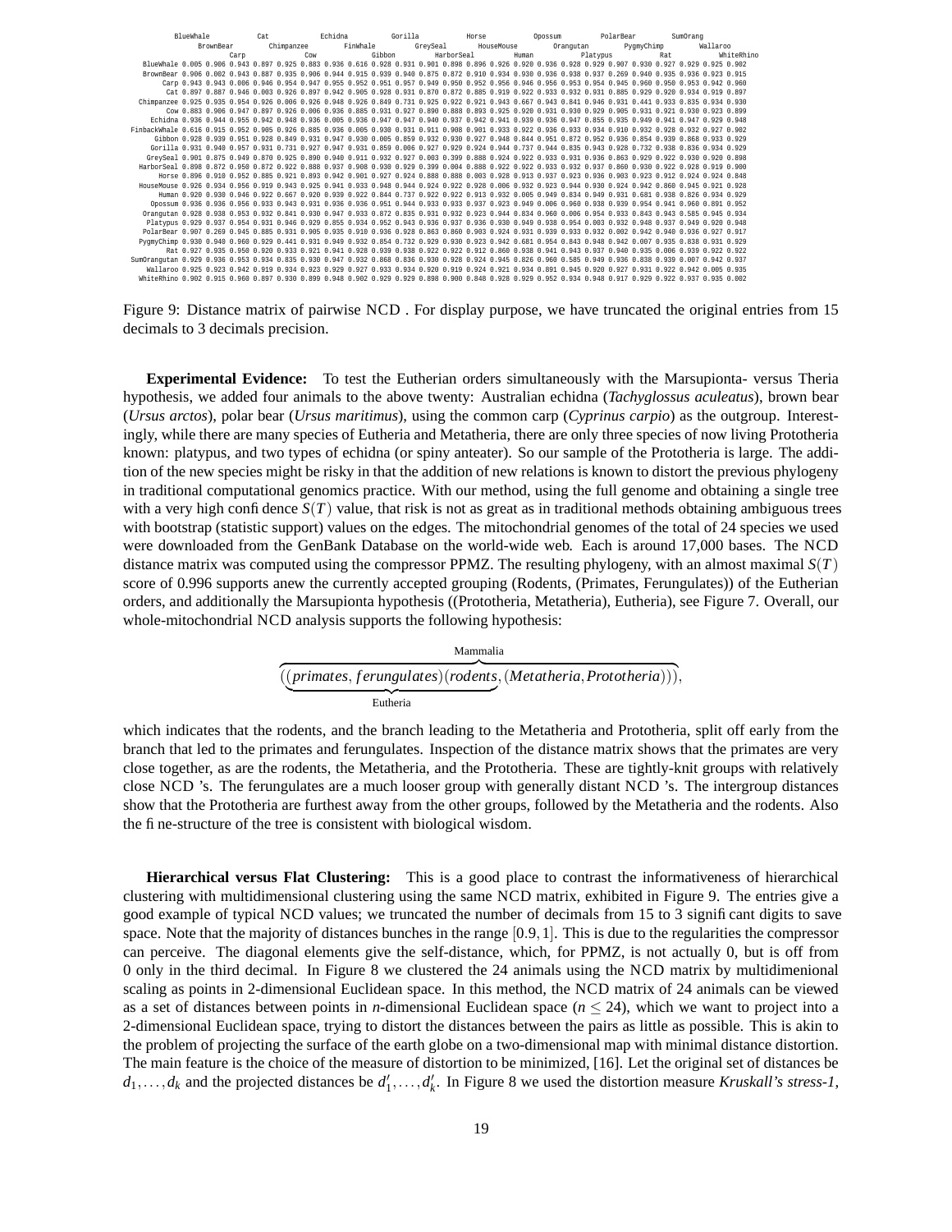| | BlueWhale | BrownBear | Carp | Cat | Chimpanzee | Cow | Echidna | FinWhale | Gibbon | Gorilla | GreySeal | HarborSeal | Horse | HouseMouse | Human | Opossum | Orangutan | Platypus | PolarBear | PygmyChimp | Rat | SumOrang | Wallaroo | WhiteRhino |
|---|---|---|---|---|---|---|---|---|---|---|---|---|---|---|---|---|---|---|---|---|---|---|---|---|
| BlueWhale | 0.005 | 0.906 | 0.943 | 0.897 | 0.925 | 0.883 | 0.936 | 0.616 | 0.928 | 0.931 | 0.901 | 0.898 | 0.896 | 0.926 | 0.920 | 0.936 | 0.928 | 0.929 | 0.907 | 0.930 | 0.927 | 0.929 | 0.925 | 0.902 |
| BrownBear | 0.906 | 0.002 | 0.943 | 0.887 | 0.935 | 0.906 | 0.944 | 0.915 | 0.939 | 0.940 | 0.875 | 0.872 | 0.910 | 0.934 | 0.930 | 0.936 | 0.938 | 0.937 | 0.269 | 0.940 | 0.935 | 0.936 | 0.923 | 0.915 |
| Carp | 0.943 | 0.943 | 0.006 | 0.946 | 0.954 | 0.947 | 0.955 | 0.952 | 0.951 | 0.957 | 0.949 | 0.950 | 0.952 | 0.956 | 0.946 | 0.956 | 0.953 | 0.954 | 0.945 | 0.960 | 0.950 | 0.953 | 0.942 | 0.960 |
| Cat | 0.897 | 0.887 | 0.946 | 0.003 | 0.926 | 0.897 | 0.942 | 0.905 | 0.928 | 0.931 | 0.870 | 0.872 | 0.885 | 0.919 | 0.922 | 0.933 | 0.932 | 0.931 | 0.885 | 0.929 | 0.920 | 0.934 | 0.919 | 0.897 |
| Chimpanzee | 0.925 | 0.935 | 0.954 | 0.926 | 0.006 | 0.926 | 0.948 | 0.926 | 0.849 | 0.731 | 0.925 | 0.922 | 0.921 | 0.943 | 0.667 | 0.943 | 0.841 | 0.946 | 0.931 | 0.441 | 0.933 | 0.835 | 0.934 | 0.930 |
| Cow | 0.883 | 0.906 | 0.947 | 0.897 | 0.926 | 0.006 | 0.936 | 0.885 | 0.931 | 0.927 | 0.890 | 0.888 | 0.893 | 0.925 | 0.920 | 0.931 | 0.930 | 0.929 | 0.905 | 0.931 | 0.921 | 0.930 | 0.923 | 0.899 |
| Echidna | 0.936 | 0.944 | 0.955 | 0.942 | 0.948 | 0.936 | 0.005 | 0.936 | 0.947 | 0.947 | 0.940 | 0.937 | 0.942 | 0.941 | 0.939 | 0.936 | 0.947 | 0.855 | 0.935 | 0.949 | 0.941 | 0.947 | 0.929 | 0.948 |
| FinbackWhale | 0.616 | 0.915 | 0.952 | 0.905 | 0.926 | 0.885 | 0.936 | 0.005 | 0.930 | 0.931 | 0.911 | 0.908 | 0.901 | 0.933 | 0.922 | 0.936 | 0.933 | 0.934 | 0.910 | 0.932 | 0.928 | 0.932 | 0.927 | 0.902 |
| Gibbon | 0.928 | 0.939 | 0.951 | 0.928 | 0.849 | 0.931 | 0.947 | 0.930 | 0.005 | 0.859 | 0.932 | 0.930 | 0.927 | 0.948 | 0.844 | 0.951 | 0.872 | 0.952 | 0.936 | 0.854 | 0.939 | 0.868 | 0.933 | 0.929 |
| Gorilla | 0.931 | 0.940 | 0.957 | 0.931 | 0.731 | 0.927 | 0.947 | 0.931 | 0.859 | 0.006 | 0.927 | 0.929 | 0.924 | 0.944 | 0.737 | 0.944 | 0.835 | 0.943 | 0.928 | 0.732 | 0.938 | 0.836 | 0.934 | 0.929 |
| GreySeal | 0.901 | 0.875 | 0.949 | 0.870 | 0.925 | 0.890 | 0.940 | 0.911 | 0.932 | 0.927 | 0.003 | 0.399 | 0.888 | 0.924 | 0.922 | 0.933 | 0.931 | 0.936 | 0.863 | 0.929 | 0.922 | 0.930 | 0.920 | 0.898 |
| HarborSeal | 0.898 | 0.872 | 0.950 | 0.872 | 0.922 | 0.888 | 0.937 | 0.908 | 0.930 | 0.929 | 0.399 | 0.004 | 0.888 | 0.922 | 0.922 | 0.933 | 0.932 | 0.937 | 0.860 | 0.930 | 0.922 | 0.928 | 0.919 | 0.900 |
| Horse | 0.896 | 0.910 | 0.952 | 0.885 | 0.921 | 0.893 | 0.942 | 0.901 | 0.927 | 0.924 | 0.888 | 0.888 | 0.003 | 0.928 | 0.913 | 0.937 | 0.923 | 0.936 | 0.903 | 0.923 | 0.912 | 0.924 | 0.924 | 0.848 |
| HouseMouse | 0.926 | 0.934 | 0.956 | 0.919 | 0.943 | 0.925 | 0.941 | 0.933 | 0.948 | 0.944 | 0.924 | 0.922 | 0.928 | 0.006 | 0.932 | 0.923 | 0.944 | 0.930 | 0.924 | 0.942 | 0.860 | 0.945 | 0.921 | 0.928 |
| Human | 0.920 | 0.930 | 0.946 | 0.922 | 0.667 | 0.920 | 0.939 | 0.922 | 0.844 | 0.737 | 0.922 | 0.922 | 0.913 | 0.932 | 0.005 | 0.949 | 0.834 | 0.949 | 0.931 | 0.681 | 0.938 | 0.826 | 0.934 | 0.929 |
| Opossum | 0.936 | 0.936 | 0.956 | 0.933 | 0.943 | 0.931 | 0.936 | 0.936 | 0.951 | 0.944 | 0.933 | 0.933 | 0.937 | 0.923 | 0.949 | 0.006 | 0.960 | 0.938 | 0.939 | 0.954 | 0.941 | 0.960 | 0.891 | 0.952 |
| Orangutan | 0.928 | 0.938 | 0.953 | 0.932 | 0.841 | 0.930 | 0.947 | 0.933 | 0.872 | 0.835 | 0.931 | 0.932 | 0.923 | 0.944 | 0.834 | 0.960 | 0.006 | 0.954 | 0.933 | 0.843 | 0.943 | 0.585 | 0.945 | 0.934 |
| Platypus | 0.929 | 0.937 | 0.954 | 0.931 | 0.946 | 0.929 | 0.855 | 0.934 | 0.952 | 0.943 | 0.936 | 0.937 | 0.936 | 0.930 | 0.949 | 0.938 | 0.954 | 0.003 | 0.932 | 0.948 | 0.937 | 0.949 | 0.920 | 0.948 |
| PolarBear | 0.907 | 0.269 | 0.945 | 0.885 | 0.931 | 0.905 | 0.935 | 0.910 | 0.936 | 0.928 | 0.863 | 0.860 | 0.903 | 0.924 | 0.931 | 0.939 | 0.933 | 0.932 | 0.002 | 0.942 | 0.940 | 0.936 | 0.927 | 0.917 |
| PygmyChimp | 0.930 | 0.940 | 0.960 | 0.929 | 0.441 | 0.931 | 0.949 | 0.932 | 0.854 | 0.732 | 0.929 | 0.930 | 0.923 | 0.942 | 0.681 | 0.954 | 0.843 | 0.948 | 0.942 | 0.007 | 0.935 | 0.838 | 0.931 | 0.929 |
| Rat | 0.927 | 0.935 | 0.950 | 0.920 | 0.933 | 0.921 | 0.941 | 0.928 | 0.939 | 0.938 | 0.922 | 0.922 | 0.912 | 0.860 | 0.938 | 0.941 | 0.943 | 0.937 | 0.940 | 0.935 | 0.006 | 0.939 | 0.922 | 0.922 |
| SumOrangutan | 0.929 | 0.936 | 0.953 | 0.934 | 0.835 | 0.930 | 0.947 | 0.932 | 0.868 | 0.836 | 0.930 | 0.928 | 0.924 | 0.945 | 0.826 | 0.960 | 0.585 | 0.949 | 0.936 | 0.838 | 0.939 | 0.007 | 0.942 | 0.937 |
| Wallaroo | 0.925 | 0.923 | 0.942 | 0.919 | 0.934 | 0.923 | 0.929 | 0.927 | 0.933 | 0.934 | 0.920 | 0.919 | 0.924 | 0.921 | 0.934 | 0.891 | 0.945 | 0.920 | 0.927 | 0.931 | 0.922 | 0.942 | 0.005 | 0.935 |
| WhiteRhino | 0.902 | 0.915 | 0.960 | 0.897 | 0.930 | 0.899 | 0.948 | 0.902 | 0.929 | 0.929 | 0.898 | 0.900 | 0.848 | 0.928 | 0.929 | 0.952 | 0.934 | 0.948 | 0.917 | 0.929 | 0.922 | 0.937 | 0.935 | 0.002 |

Figure 9: Distance matrix of pairwise NCD . For display purpose, we have truncated the original entries from 15 decimals to 3 decimals precision.

**Experimental Evidence:** To test the Eutherian orders simultaneously with the Marsupionta- versus Theria hypothesis, we added four animals to the above twenty: Australian echidna (*Tachyglossus aculeatus*), brown bear (*Ursus arctos*), polar bear (*Ursus maritimus*), using the common carp (*Cyprinus carpio*) as the outgroup. Interestingly, while there are many species of Eutheria and Metatheria, there are only three species of now living Prototheria known: platypus, and two types of echidna (or spiny anteater). So our sample of the Prototheria is large. The addition of the new species might be risky in that the addition of new relations is known to distort the previous phylogeny in traditional computational genomics practice. With our method, using the full genome and obtaining a single tree with a very high confidence $S(T)$ value, that risk is not as great as in traditional methods obtaining ambiguous trees with bootstrap (statistic support) values on the edges. The mitochondrial genomes of the total of 24 species we used were downloaded from the GenBank Database on the world-wide web. Each is around 17,000 bases. The NCD distance matrix was computed using the compressor PPMZ. The resulting phylogeny, with an almost maximal $S(T)$ score of 0.996 supports anew the currently accepted grouping (Rodents, (Primates, Ferungulates)) of the Eutherian orders, and additionally the Marsupionta hypothesis ((Prototheria, Metatheria), Eutheria), see Figure 7. Overall, our whole-mitochondrial NCD analysis supports the following hypothesis:

$$\overbrace{(\underbrace{(primates, ferungulates)(rodents}_{\text{Eutheria}}, (Metatheria, Prototheria)))}^{\text{Mammalia}},$$

which indicates that the rodents, and the branch leading to the Metatheria and Prototheria, split off early from the branch that led to the primates and ferungulates. Inspection of the distance matrix shows that the primates are very close together, as are the rodents, the Metatheria, and the Prototheria. These are tightly-knit groups with relatively close NCD 's. The ferungulates are a much looser group with generally distant NCD 's. The intergroup distances show that the Prototheria are furthest away from the other groups, followed by the Metatheria and the rodents. Also the fine-structure of the tree is consistent with biological wisdom.

**Hierarchical versus Flat Clustering:** This is a good place to contrast the informativeness of hierarchical clustering with multidimensional clustering using the same NCD matrix, exhibited in Figure 9. The entries give a good example of typical NCD values; we truncated the number of decimals from 15 to 3 significant digits to save space. Note that the majority of distances bunches in the range $[0.9, 1]$. This is due to the regularities the compressor can perceive. The diagonal elements give the self-distance, which, for PPMZ, is not actually 0, but is off from 0 only in the third decimal. In Figure 8 we clustered the 24 animals using the NCD matrix by multidimenional scaling as points in 2-dimensional Euclidean space. In this method, the NCD matrix of 24 animals can be viewed as a set of distances between points in $n$-dimensional Euclidean space ($n \leq 24$), which we want to project into a 2-dimensional Euclidean space, trying to distort the distances between the pairs as little as possible. This is akin to the problem of projecting the surface of the earth globe on a two-dimensional map with minimal distance distortion. The main feature is the choice of the measure of distortion to be minimized, [16]. Let the original set of distances be $d_1, \ldots, d_k$ and the projected distances be $d'_1, \ldots, d'_k$. In Figure 8 we used the distortion measure *Kruskall's stress-1*,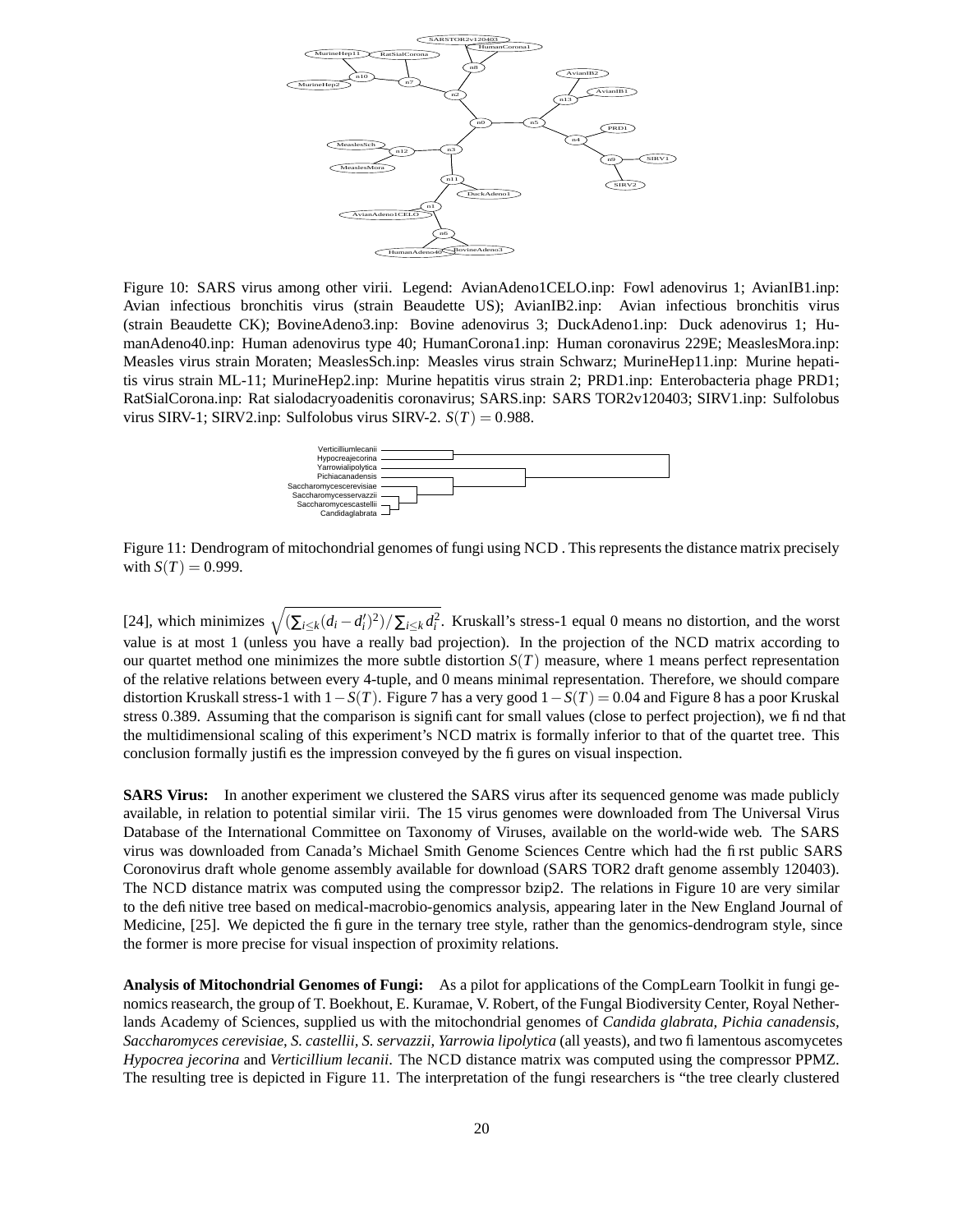Figure 10: SARS virus among other virii. Legend: AvianAdeno1CELO.inp: Fowl adenovirus 1; AvianIB1.inp: Avian infectious bronchitis virus (strain Beaudette US); AvianIB2.inp: Avian infectious bronchitis virus (strain Beaudette CK); BovineAdeno3.inp: Bovine adenovirus 3; DuckAdeno1.inp: Duck adenovirus 1; HumanAdeno40.inp: Human adenovirus type 40; HumanCorona1.inp: Human coronavirus 229E; MeaslesMora.inp: Measles virus strain Moraten; MeaslesSch.inp: Measles virus strain Schwarz; MurineHep11.inp: Murine hepatitis virus strain ML-11; MurineHep2.inp: Murine hepatitis virus strain 2; PRD1.inp: Enterobacteria phage PRD1; RatSialCorona.inp: Rat sialodacryoadenitis coronavirus; SARS.inp: SARS TOR2v120403; SIRV1.inp: Sulfolobus virus SIRV-1; SIRV2.inp: Sulfolobus virus SIRV-2. $S(T) = 0.988$.

Figure 11: Dendrogram of mitochondrial genomes of fungi using NCD . This represents the distance matrix precisely with $S(T) = 0.999$.

[24], which minimizes $\sqrt{(\sum_{i \leq k}(d_i - d_i')^2)/\sum_{i \leq k} d_i^2}$. Kruskall's stress-1 equal 0 means no distortion, and the worst value is at most 1 (unless you have a really bad projection). In the projection of the NCD matrix according to our quartet method one minimizes the more subtle distortion $S(T)$ measure, where 1 means perfect representation of the relative relations between every 4-tuple, and 0 means minimal representation. Therefore, we should compare distortion Kruskall stress-1 with $1 - S(T)$. Figure 7 has a very good $1 - S(T) = 0.04$ and Figure 8 has a poor Kruskal stress 0.389. Assuming that the comparison is significant for small values (close to perfect projection), we find that the multidimensional scaling of this experiment's NCD matrix is formally inferior to that of the quartet tree. This conclusion formally justifies the impression conveyed by the figures on visual inspection.

**SARS Virus:** In another experiment we clustered the SARS virus after its sequenced genome was made publicly available, in relation to potential similar virii. The 15 virus genomes were downloaded from The Universal Virus Database of the International Committee on Taxonomy of Viruses, available on the world-wide web. The SARS virus was downloaded from Canada's Michael Smith Genome Sciences Centre which had the first public SARS Coronovirus draft whole genome assembly available for download (SARS TOR2 draft genome assembly 120403). The NCD distance matrix was computed using the compressor bzip2. The relations in Figure 10 are very similar to the definitive tree based on medical-macrobio-genomics analysis, appearing later in the New England Journal of Medicine, [25]. We depicted the figure in the ternary tree style, rather than the genomics-dendrogram style, since the former is more precise for visual inspection of proximity relations.

**Analysis of Mitochondrial Genomes of Fungi:** As a pilot for applications of the CompLearn Toolkit in fungi genomics reasearch, the group of T. Boekhout, E. Kuramae, V. Robert, of the Fungal Biodiversity Center, Royal Netherlands Academy of Sciences, supplied us with the mitochondrial genomes of *Candida glabrata, Pichia canadensis, Saccharomyces cerevisiae, S. castellii, S. servazzii, Yarrowia lipolytica* (all yeasts), and two filamentous ascomycetes *Hypocrea jecorina* and *Verticillium lecanii*. The NCD distance matrix was computed using the compressor PPMZ. The resulting tree is depicted in Figure 11. The interpretation of the fungi researchers is "the tree clearly clustered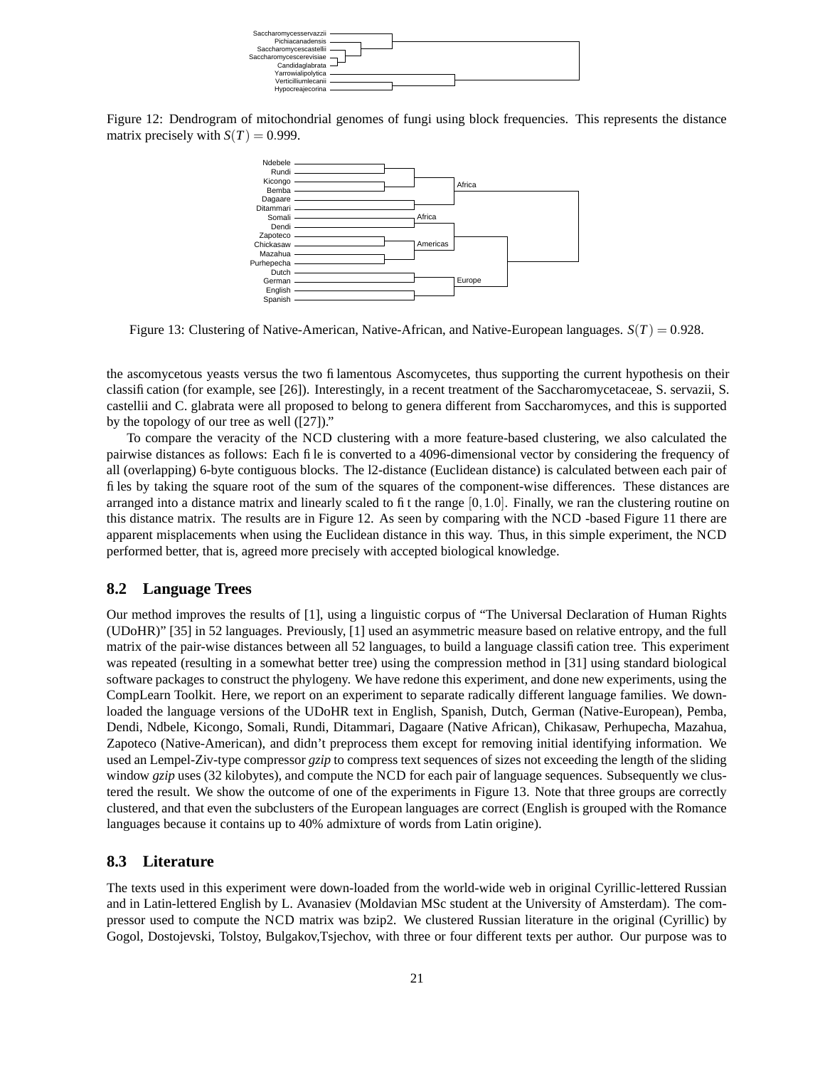Figure 12: Dendrogram of mitochondrial genomes of fungi using block frequencies. This represents the distance matrix precisely with $S(T) = 0.999$.

Figure 13: Clustering of Native-American, Native-African, and Native-European languages. $S(T) = 0.928$.

the ascomycetous yeasts versus the two filamentous Ascomycetes, thus supporting the current hypothesis on their classification (for example, see [26]). Interestingly, in a recent treatment of the Saccharomycetaceae, S. servazii, S. castellii and C. glabrata were all proposed to belong to genera different from Saccharomyces, and this is supported by the topology of our tree as well ([27]).”

To compare the veracity of the NCD clustering with a more feature-based clustering, we also calculated the pairwise distances as follows: Each file is converted to a 4096-dimensional vector by considering the frequency of all (overlapping) 6-byte contiguous blocks. The l2-distance (Euclidean distance) is calculated between each pair of files by taking the square root of the sum of the squares of the component-wise differences. These distances are arranged into a distance matrix and linearly scaled to fit the range $[0, 1.0]$. Finally, we ran the clustering routine on this distance matrix. The results are in Figure 12. As seen by comparing with the NCD -based Figure 11 there are apparent misplacements when using the Euclidean distance in this way. Thus, in this simple experiment, the NCD performed better, that is, agreed more precisely with accepted biological knowledge.

## 8.2 Language Trees

Our method improves the results of [1], using a linguistic corpus of “The Universal Declaration of Human Rights (UDoHR)” [35] in 52 languages. Previously, [1] used an asymmetric measure based on relative entropy, and the full matrix of the pair-wise distances between all 52 languages, to build a language classification tree. This experiment was repeated (resulting in a somewhat better tree) using the compression method in [31] using standard biological software packages to construct the phylogeny. We have redone this experiment, and done new experiments, using the CompLearn Toolkit. Here, we report on an experiment to separate radically different language families. We downloaded the language versions of the UDoHR text in English, Spanish, Dutch, German (Native-European), Pemba, Dendi, Ndbele, Kicongo, Somali, Rundi, Ditammari, Dagaare (Native African), Chikasaw, Perhupecha, Mazahua, Zapoteco (Native-American), and didn’t preprocess them except for removing initial identifying information. We used an Lempel-Ziv-type compressor *gzip* to compress text sequences of sizes not exceeding the length of the sliding window *gzip* uses (32 kilobytes), and compute the NCD for each pair of language sequences. Subsequently we clustered the result. We show the outcome of one of the experiments in Figure 13. Note that three groups are correctly clustered, and that even the subclusters of the European languages are correct (English is grouped with the Romance languages because it contains up to 40% admixture of words from Latin origine).

## 8.3 Literature

The texts used in this experiment were down-loaded from the world-wide web in original Cyrillic-lettered Russian and in Latin-lettered English by L. Avanasiev (Moldavian MSc student at the University of Amsterdam). The compressor used to compute the NCD matrix was bzip2. We clustered Russian literature in the original (Cyrillic) by Gogol, Dostojevski, Tolstoy, Bulgakov,Tsjechov, with three or four different texts per author. Our purpose was to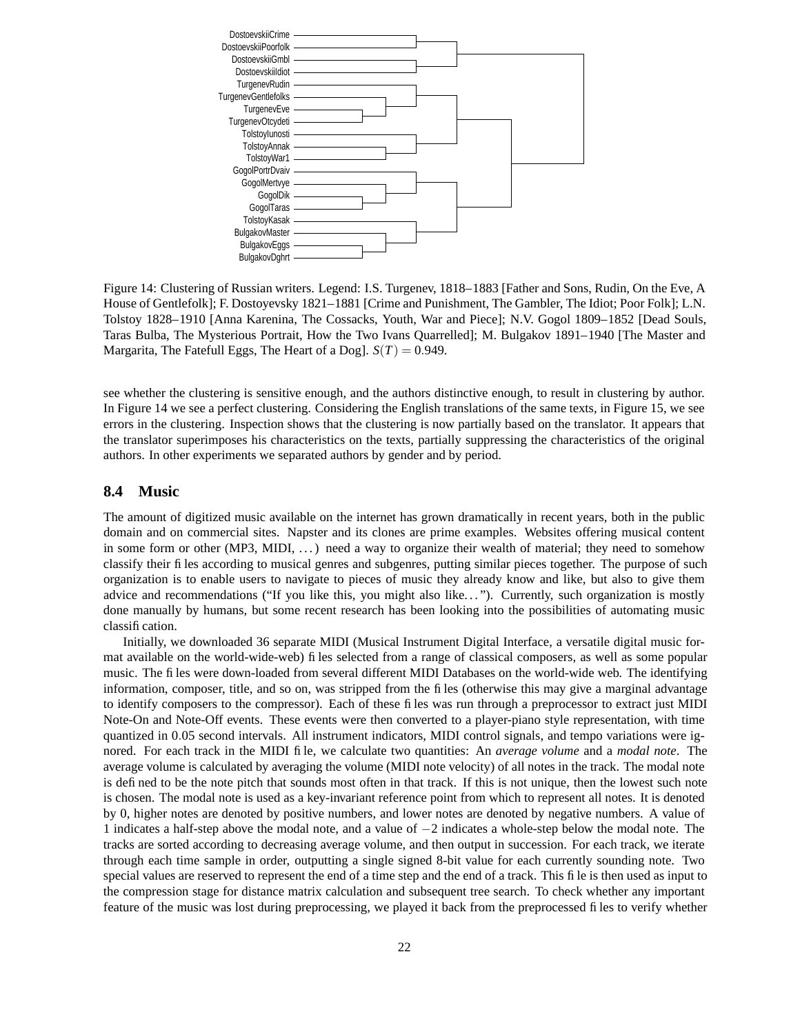Figure 14: Clustering of Russian writers. Legend: I.S. Turgenev, 1818–1883 [Father and Sons, Rudin, On the Eve, A House of Gentlefolk]; F. Dostoyevsky 1821–1881 [Crime and Punishment, The Gambler, The Idiot; Poor Folk]; L.N. Tolstoy 1828–1910 [Anna Karenina, The Cossacks, Youth, War and Piece]; N.V. Gogol 1809–1852 [Dead Souls, Taras Bulba, The Mysterious Portrait, How the Two Ivans Quarrelled]; M. Bulgakov 1891–1940 [The Master and Margarita, The Fatefull Eggs, The Heart of a Dog]. $S(T) = 0.949$.

see whether the clustering is sensitive enough, and the authors distinctive enough, to result in clustering by author. In Figure 14 we see a perfect clustering. Considering the English translations of the same texts, in Figure 15, we see errors in the clustering. Inspection shows that the clustering is now partially based on the translator. It appears that the translator superimposes his characteristics on the texts, partially suppressing the characteristics of the original authors. In other experiments we separated authors by gender and by period.

## 8.4 Music

The amount of digitized music available on the internet has grown dramatically in recent years, both in the public domain and on commercial sites. Napster and its clones are prime examples. Websites offering musical content in some form or other (MP3, MIDI, ...) need a way to organize their wealth of material; they need to somehow classify their files according to musical genres and subgenres, putting similar pieces together. The purpose of such organization is to enable users to navigate to pieces of music they already know and like, but also to give them advice and recommendations ("If you like this, you might also like..."). Currently, such organization is mostly done manually by humans, but some recent research has been looking into the possibilities of automating music classification.

Initially, we downloaded 36 separate MIDI (Musical Instrument Digital Interface, a versatile digital music format available on the world-wide-web) files selected from a range of classical composers, as well as some popular music. The files were down-loaded from several different MIDI Databases on the world-wide web. The identifying information, composer, title, and so on, was stripped from the files (otherwise this may give a marginal advantage to identify composers to the compressor). Each of these files was run through a preprocessor to extract just MIDI Note-On and Note-Off events. These events were then converted to a player-piano style representation, with time quantized in 0.05 second intervals. All instrument indicators, MIDI control signals, and tempo variations were ignored. For each track in the MIDI file, we calculate two quantities: An *average volume* and a *modal note*. The average volume is calculated by averaging the volume (MIDI note velocity) of all notes in the track. The modal note is defined to be the note pitch that sounds most often in that track. If this is not unique, then the lowest such note is chosen. The modal note is used as a key-invariant reference point from which to represent all notes. It is denoted by 0, higher notes are denoted by positive numbers, and lower notes are denoted by negative numbers. A value of 1 indicates a half-step above the modal note, and a value of $-2$ indicates a whole-step below the modal note. The tracks are sorted according to decreasing average volume, and then output in succession. For each track, we iterate through each time sample in order, outputting a single signed 8-bit value for each currently sounding note. Two special values are reserved to represent the end of a time step and the end of a track. This file is then used as input to the compression stage for distance matrix calculation and subsequent tree search. To check whether any important feature of the music was lost during preprocessing, we played it back from the preprocessed files to verify whether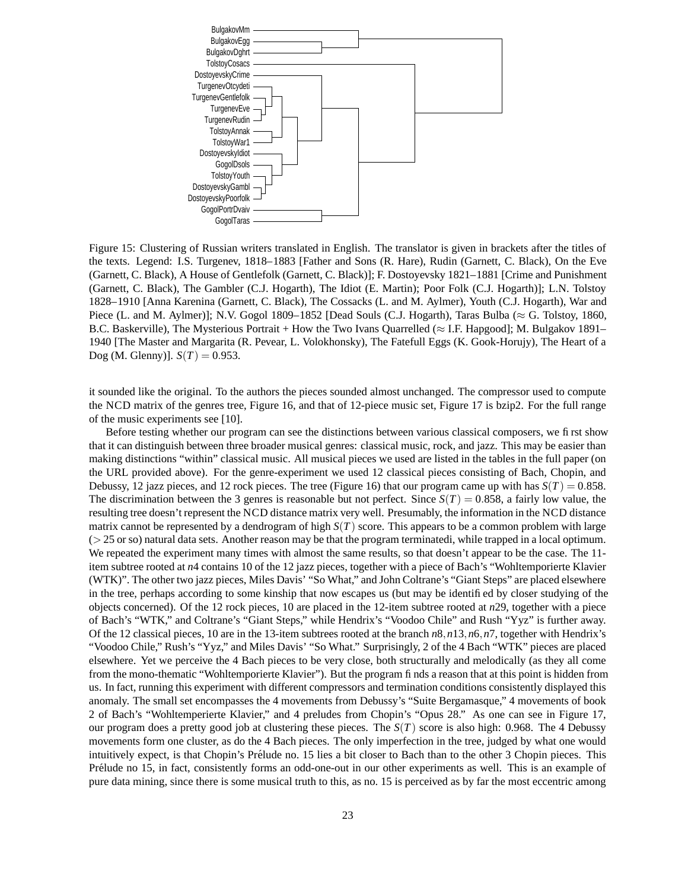Figure 15: Clustering of Russian writers translated in English. The translator is given in brackets after the titles of the texts. Legend: I.S. Turgenev, 1818–1883 [Father and Sons (R. Hare), Rudin (Garnett, C. Black), On the Eve (Garnett, C. Black), A House of Gentlefolk (Garnett, C. Black)]; F. Dostoyevsky 1821–1881 [Crime and Punishment (Garnett, C. Black), The Gambler (C.J. Hogarth), The Idiot (E. Martin); Poor Folk (C.J. Hogarth)]; L.N. Tolstoy 1828–1910 [Anna Karenina (Garnett, C. Black), The Cossacks (L. and M. Aylmer), Youth (C.J. Hogarth), War and Piece (L. and M. Aylmer)]; N.V. Gogol 1809–1852 [Dead Souls (C.J. Hogarth), Taras Bulba (≈ G. Tolstoy, 1860, B.C. Baskerville), The Mysterious Portrait + How the Two Ivans Quarrelled (≈ I.F. Hapgood]; M. Bulgakov 1891–1940 [The Master and Margarita (R. Pevear, L. Volokhonsky), The Fatefull Eggs (K. Gook-Horujy), The Heart of a Dog (M. Glenny)]. $S(T) = 0.953$.

it sounded like the original. To the authors the pieces sounded almost unchanged. The compressor used to compute the NCD matrix of the genres tree, Figure 16, and that of 12-piece music set, Figure 17 is bzip2. For the full range of the music experiments see [10].

Before testing whether our program can see the distinctions between various classical composers, we first show that it can distinguish between three broader musical genres: classical music, rock, and jazz. This may be easier than making distinctions "within" classical music. All musical pieces we used are listed in the tables in the full paper (on the URL provided above). For the genre-experiment we used 12 classical pieces consisting of Bach, Chopin, and Debussy, 12 jazz pieces, and 12 rock pieces. The tree (Figure 16) that our program came up with has $S(T) = 0.858$. The discrimination between the 3 genres is reasonable but not perfect. Since $S(T) = 0.858$, a fairly low value, the resulting tree doesn't represent the NCD distance matrix very well. Presumably, the information in the NCD distance matrix cannot be represented by a dendrogram of high $S(T)$ score. This appears to be a common problem with large ($> 25$ or so) natural data sets. Another reason may be that the program terminatedi, while trapped in a local optimum. We repeated the experiment many times with almost the same results, so that doesn't appear to be the case. The 11-item subtree rooted at $n4$ contains 10 of the 12 jazz pieces, together with a piece of Bach's "Wohltemporierte Klavier (WTK)". The other two jazz pieces, Miles Davis' "So What," and John Coltrane's "Giant Steps" are placed elsewhere in the tree, perhaps according to some kinship that now escapes us (but may be identified by closer studying of the objects concerned). Of the 12 rock pieces, 10 are placed in the 12-item subtree rooted at $n29$, together with a piece of Bach's "WTK," and Coltrane's "Giant Steps," while Hendrix's "Voodoo Chile" and Rush "Yyz" is further away. Of the 12 classical pieces, 10 are in the 13-item subtrees rooted at the branch $n8, n13, n6, n7$, together with Hendrix's "Voodoo Chile," Rush's "Yyz," and Miles Davis' "So What." Surprisingly, 2 of the 4 Bach "WTK" pieces are placed elsewhere. Yet we perceive the 4 Bach pieces to be very close, both structurally and melodically (as they all come from the mono-thematic "Wohltemporierte Klavier"). But the program finds a reason that at this point is hidden from us. In fact, running this experiment with different compressors and termination conditions consistently displayed this anomaly. The small set encompasses the 4 movements from Debussy's "Suite Bergamasque," 4 movements of book 2 of Bach's "Wohltemperierte Klavier," and 4 preludes from Chopin's "Opus 28." As one can see in Figure 17, our program does a pretty good job at clustering these pieces. The $S(T)$ score is also high: 0.968. The 4 Debussy movements form one cluster, as do the 4 Bach pieces. The only imperfection in the tree, judged by what one would intuitively expect, is that Chopin's Prélude no. 15 lies a bit closer to Bach than to the other 3 Chopin pieces. This Prélude no 15, in fact, consistently forms an odd-one-out in our other experiments as well. This is an example of pure data mining, since there is some musical truth to this, as no. 15 is perceived as by far the most eccentric among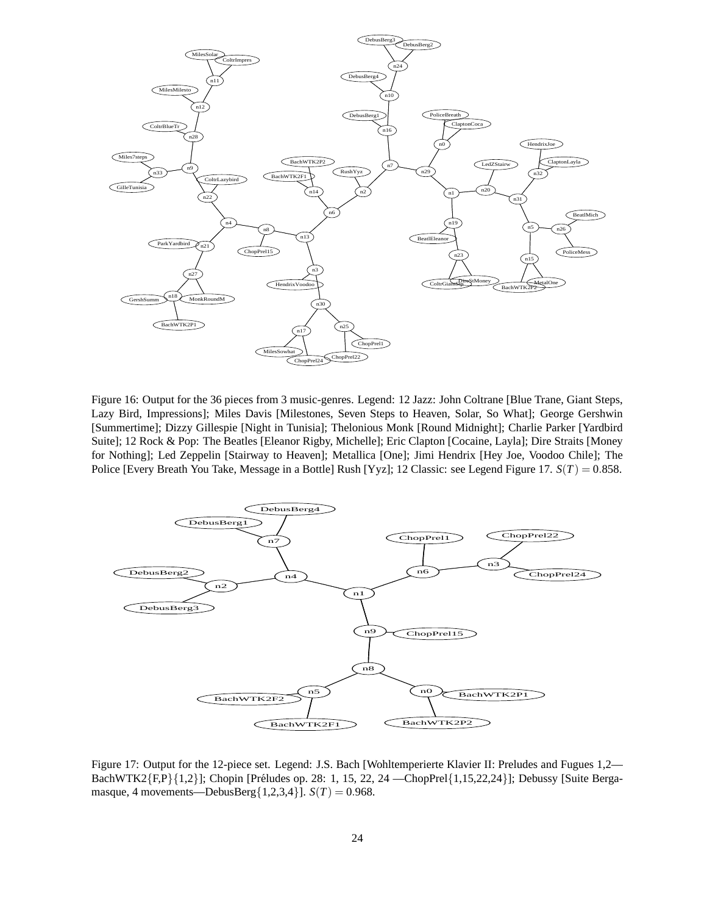Figure 16: Output for the 36 pieces from 3 music-genres. Legend: 12 Jazz: John Coltrane [Blue Trane, Giant Steps, Lazy Bird, Impressions]; Miles Davis [Milestones, Seven Steps to Heaven, Solar, So What]; George Gershwin [Summertime]; Dizzy Gillespie [Night in Tunisia]; Thelonious Monk [Round Midnight]; Charlie Parker [Yardbird Suite]; 12 Rock & Pop: The Beatles [Eleanor Rigby, Michelle]; Eric Clapton [Cocaine, Layla]; Dire Straits [Money for Nothing]; Led Zeppelin [Stairway to Heaven]; Metallica [One]; Jimi Hendrix [Hey Joe, Voodoo Chile]; The Police [Every Breath You Take, Message in a Bottle] Rush [Yyz]; 12 Classic: see Legend Figure 17. $S(T) = 0.858$.

Figure 17: Output for the 12-piece set. Legend: J.S. Bach [Wohltemperierte Klavier II: Preludes and Fugues 1,2— BachWTK2{F,P}{1,2}]; Chopin [Préludes op. 28: 1, 15, 22, 24 —ChopPrel{1,15,22,24}]; Debussy [Suite Bergamasque, 4 movements—DebusBerg{1,2,3,4}]. $S(T) = 0.968$.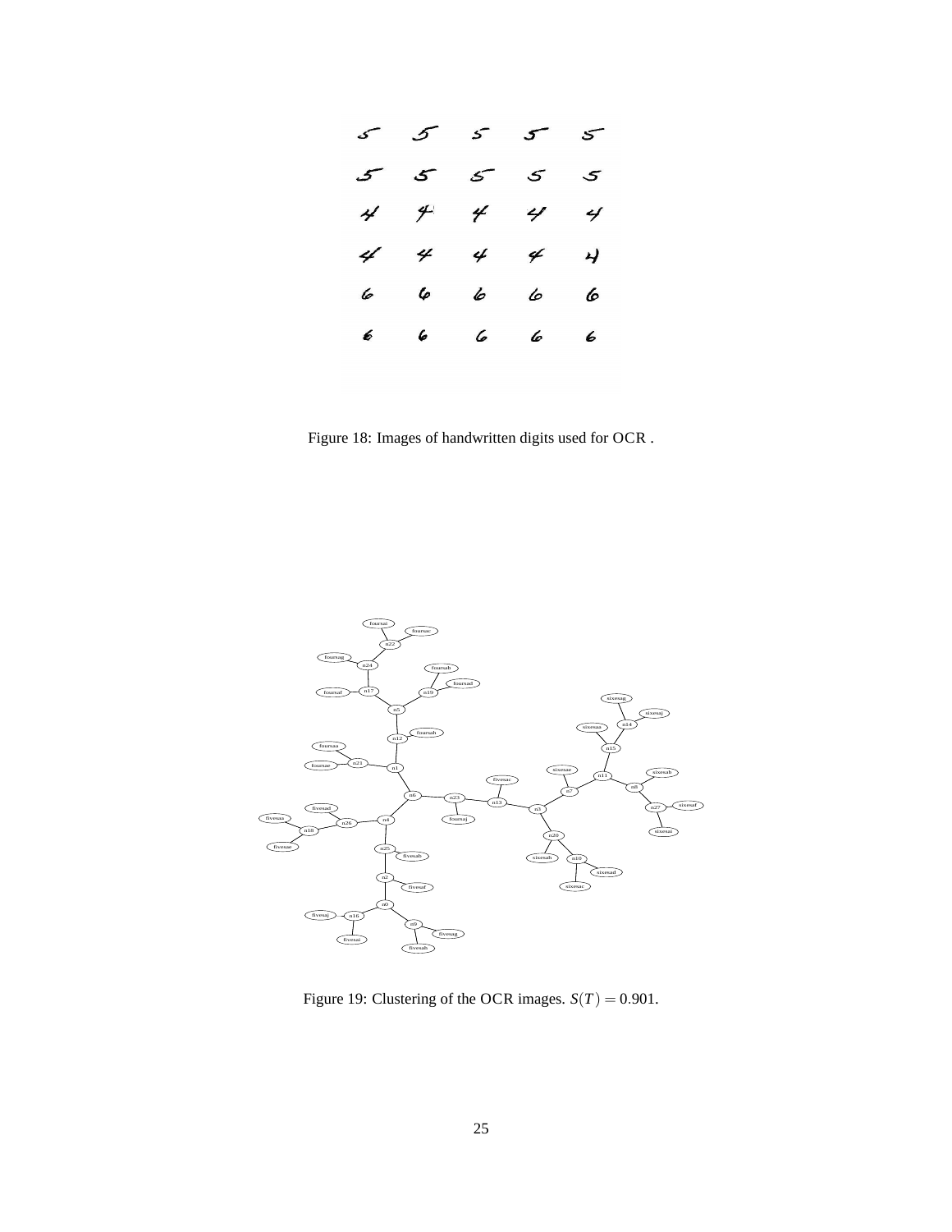Figure 18: Images of handwritten digits used for OCR .

Figure 19: Clustering of the OCR images. $S(T) = 0.901$.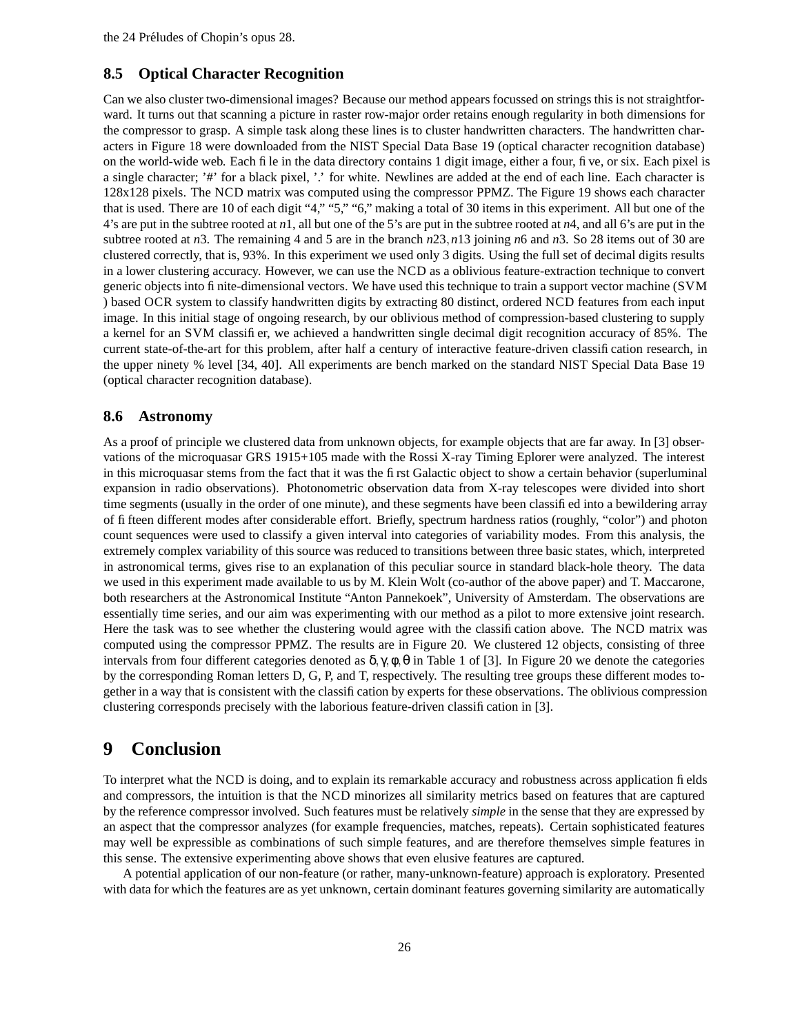the 24 Préludes of Chopin's opus 28.

### 8.5 Optical Character Recognition

Can we also cluster two-dimensional images? Because our method appears focussed on strings this is not straightforward. It turns out that scanning a picture in raster row-major order retains enough regularity in both dimensions for the compressor to grasp. A simple task along these lines is to cluster handwritten characters. The handwritten characters in Figure 18 were downloaded from the NIST Special Data Base 19 (optical character recognition database) on the world-wide web. Each file in the data directory contains 1 digit image, either a four, five, or six. Each pixel is a single character; '#' for a black pixel, '.' for white. Newlines are added at the end of each line. Each character is 128x128 pixels. The NCD matrix was computed using the compressor PPMZ. The Figure 19 shows each character that is used. There are 10 of each digit "4," "5," "6," making a total of 30 items in this experiment. All but one of the 4's are put in the subtree rooted at $n1$, all but one of the 5's are put in the subtree rooted at $n4$, and all 6's are put in the subtree rooted at $n3$. The remaining 4 and 5 are in the branch $n23, n13$ joining $n6$ and $n3$. So 28 items out of 30 are clustered correctly, that is, 93%. In this experiment we used only 3 digits. Using the full set of decimal digits results in a lower clustering accuracy. However, we can use the NCD as a oblivious feature-extraction technique to convert generic objects into finite-dimensional vectors. We have used this technique to train a support vector machine (SVM ) based OCR system to classify handwritten digits by extracting 80 distinct, ordered NCD features from each input image. In this initial stage of ongoing research, by our oblivious method of compression-based clustering to supply a kernel for an SVM classifier, we achieved a handwritten single decimal digit recognition accuracy of 85%. The current state-of-the-art for this problem, after half a century of interactive feature-driven classification research, in the upper ninety % level [34, 40]. All experiments are bench marked on the standard NIST Special Data Base 19 (optical character recognition database).

### 8.6 Astronomy

As a proof of principle we clustered data from unknown objects, for example objects that are far away. In [3] observations of the microquasar GRS 1915+105 made with the Rossi X-ray Timing Eplorer were analyzed. The interest in this microquasar stems from the fact that it was the first Galactic object to show a certain behavior (superluminal expansion in radio observations). Photonometric observation data from X-ray telescopes were divided into short time segments (usually in the order of one minute), and these segments have been classified into a bewildering array of fifteen different modes after considerable effort. Briefly, spectrum hardness ratios (roughly, "color") and photon count sequences were used to classify a given interval into categories of variability modes. From this analysis, the extremely complex variability of this source was reduced to transitions between three basic states, which, interpreted in astronomical terms, gives rise to an explanation of this peculiar source in standard black-hole theory. The data we used in this experiment made available to us by M. Klein Wolt (co-author of the above paper) and T. Maccarone, both researchers at the Astronomical Institute "Anton Pannekoek", University of Amsterdam. The observations are essentially time series, and our aim was experimenting with our method as a pilot to more extensive joint research. Here the task was to see whether the clustering would agree with the classification above. The NCD matrix was computed using the compressor PPMZ. The results are in Figure 20. We clustered 12 objects, consisting of three intervals from four different categories denoted as $\delta, \gamma, \phi, \theta$ in Table 1 of [3]. In Figure 20 we denote the categories by the corresponding Roman letters D, G, P, and T, respectively. The resulting tree groups these different modes together in a way that is consistent with the classification by experts for these observations. The oblivious compression clustering corresponds precisely with the laborious feature-driven classification in [3].

## 9 Conclusion

To interpret what the NCD is doing, and to explain its remarkable accuracy and robustness across application fields and compressors, the intuition is that the NCD minorizes all similarity metrics based on features that are captured by the reference compressor involved. Such features must be relatively *simple* in the sense that they are expressed by an aspect that the compressor analyzes (for example frequencies, matches, repeats). Certain sophisticated features may well be expressible as combinations of such simple features, and are therefore themselves simple features in this sense. The extensive experimenting above shows that even elusive features are captured.

A potential application of our non-feature (or rather, many-unknown-feature) approach is exploratory. Presented with data for which the features are as yet unknown, certain dominant features governing similarity are automatically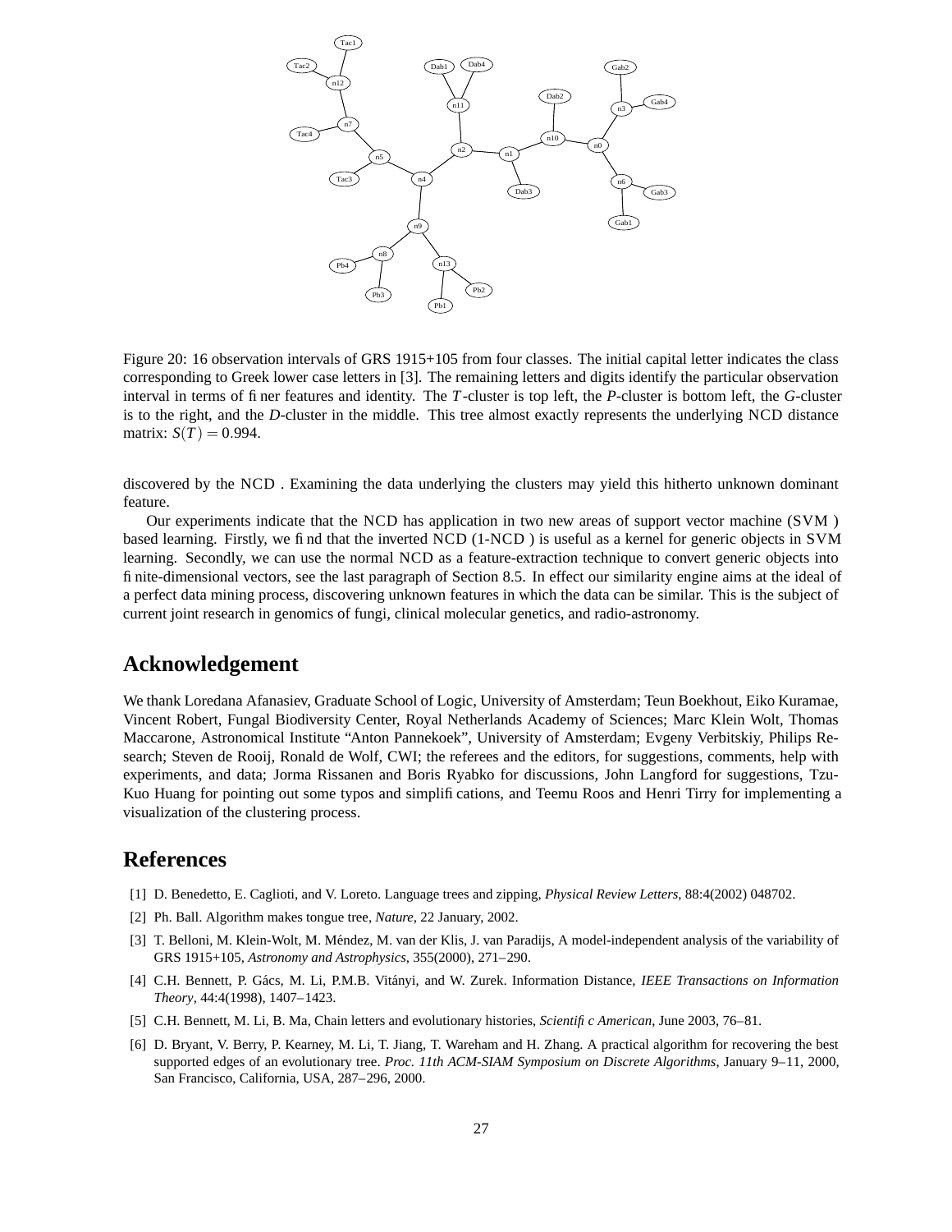Figure 20: 16 observation intervals of GRS 1915+105 from four classes. The initial capital letter indicates the class corresponding to Greek lower case letters in [3]. The remaining letters and digits identify the particular observation interval in terms of finer features and identity. The $T$-cluster is top left, the $P$-cluster is bottom left, the $G$-cluster is to the right, and the $D$-cluster in the middle. This tree almost exactly represents the underlying NCD distance matrix: $S(T) = 0.994$.

discovered by the NCD . Examining the data underlying the clusters may yield this hitherto unknown dominant feature.

Our experiments indicate that the NCD has application in two new areas of support vector machine (SVM ) based learning. Firstly, we find that the inverted NCD (1-NCD ) is useful as a kernel for generic objects in SVM learning. Secondly, we can use the normal NCD as a feature-extraction technique to convert generic objects into finite-dimensional vectors, see the last paragraph of Section 8.5. In effect our similarity engine aims at the ideal of a perfect data mining process, discovering unknown features in which the data can be similar. This is the subject of current joint research in genomics of fungi, clinical molecular genetics, and radio-astronomy.

## Acknowledgement

We thank Loredana Afanasiev, Graduate School of Logic, University of Amsterdam; Teun Boekhout, Eiko Kuramae, Vincent Robert, Fungal Biodiversity Center, Royal Netherlands Academy of Sciences; Marc Klein Wolt, Thomas Maccarone, Astronomical Institute "Anton Pannekoek", University of Amsterdam; Evgeny Verbitskiy, Philips Research; Steven de Rooij, Ronald de Wolf, CWI; the referees and the editors, for suggestions, comments, help with experiments, and data; Jorma Rissanen and Boris Ryabko for discussions, John Langford for suggestions, Tzu-Kuo Huang for pointing out some typos and simplifications, and Teemu Roos and Henri Tirry for implementing a visualization of the clustering process.

## References

[1] D. Benedetto, E. Caglioti, and V. Loreto. Language trees and zipping, *Physical Review Letters*, 88:4(2002) 048702.

[2] Ph. Ball. Algorithm makes tongue tree, *Nature*, 22 January, 2002.

[3] T. Belloni, M. Klein-Wolt, M. Méndez, M. van der Klis, J. van Paradijs, A model-independent analysis of the variability of GRS 1915+105, *Astronomy and Astrophysics*, 355(2000), 271–290.

[4] C.H. Bennett, P. Gács, M. Li, P.M.B. Vitányi, and W. Zurek. Information Distance, *IEEE Transactions on Information Theory*, 44:4(1998), 1407–1423.

[5] C.H. Bennett, M. Li, B. Ma, Chain letters and evolutionary histories, *Scientific American*, June 2003, 76–81.

[6] D. Bryant, V. Berry, P. Kearney, M. Li, T. Jiang, T. Wareham and H. Zhang. A practical algorithm for recovering the best supported edges of an evolutionary tree. *Proc. 11th ACM-SIAM Symposium on Discrete Algorithms*, January 9–11, 2000, San Francisco, California, USA, 287–296, 2000.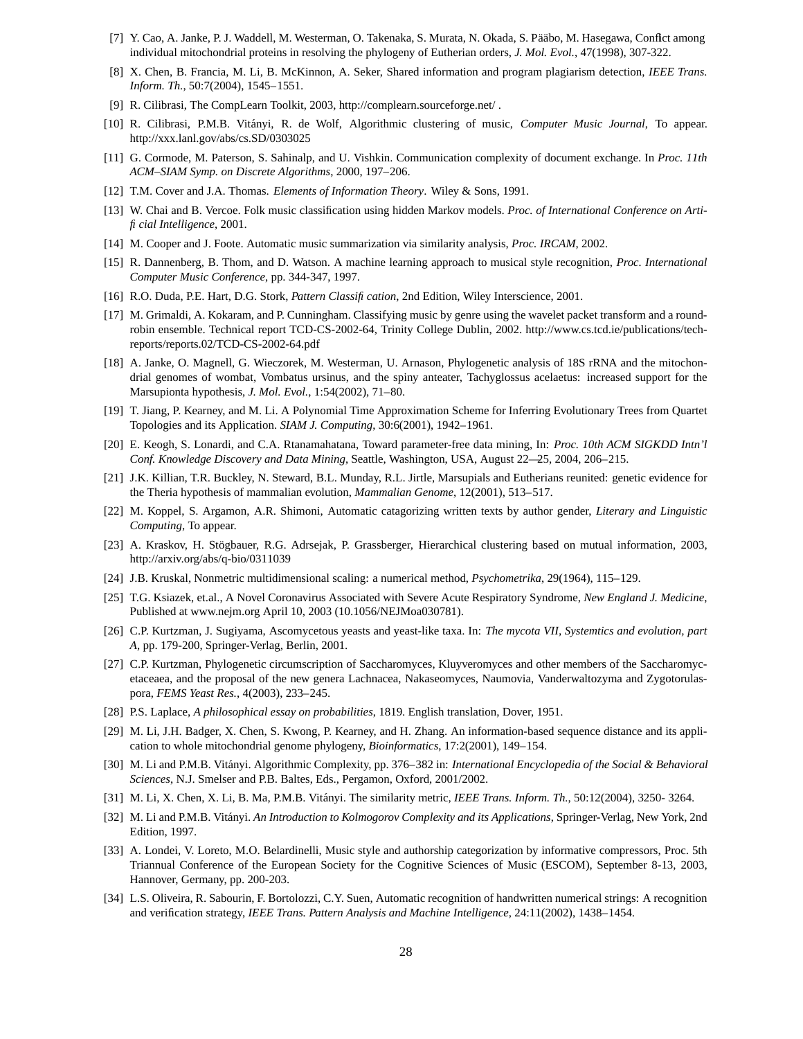[7] Y. Cao, A. Janke, P. J. Waddell, M. Westerman, O. Takenaka, S. Murata, N. Okada, S. Pääbo, M. Hasegawa, Conflct among individual mitochondrial proteins in resolving the phylogeny of Eutherian orders, *J. Mol. Evol.*, 47(1998), 307-322.

[8] X. Chen, B. Francia, M. Li, B. McKinnon, A. Seker, Shared information and program plagiarism detection, *IEEE Trans. Inform. Th.*, 50:7(2004), 1545–1551.

[9] R. Cilibrasi, The CompLearn Toolkit, 2003, http://complearn.sourceforge.net/ .

[10] R. Cilibrasi, P.M.B. Vitányi, R. de Wolf, Algorithmic clustering of music, *Computer Music Journal*, To appear. http://xxx.lanl.gov/abs/cs.SD/0303025

[11] G. Cormode, M. Paterson, S. Sahinalp, and U. Vishkin. Communication complexity of document exchange. In *Proc. 11th ACM–SIAM Symp. on Discrete Algorithms*, 2000, 197–206.

[12] T.M. Cover and J.A. Thomas. *Elements of Information Theory*. Wiley & Sons, 1991.

[13] W. Chai and B. Vercoe. Folk music classification using hidden Markov models. *Proc. of International Conference on Artifi cial Intelligence*, 2001.

[14] M. Cooper and J. Foote. Automatic music summarization via similarity analysis, *Proc. IRCAM*, 2002.

[15] R. Dannenberg, B. Thom, and D. Watson. A machine learning approach to musical style recognition, *Proc. International Computer Music Conference*, pp. 344-347, 1997.

[16] R.O. Duda, P.E. Hart, D.G. Stork, *Pattern Classifi cation*, 2nd Edition, Wiley Interscience, 2001.

[17] M. Grimaldi, A. Kokaram, and P. Cunningham. Classifying music by genre using the wavelet packet transform and a round-robin ensemble. Technical report TCD-CS-2002-64, Trinity College Dublin, 2002. http://www.cs.tcd.ie/publications/tech-reports/reports.02/TCD-CS-2002-64.pdf

[18] A. Janke, O. Magnell, G. Wieczorek, M. Westerman, U. Arnason, Phylogenetic analysis of 18S rRNA and the mitochondrial genomes of wombat, Vombatus ursinus, and the spiny anteater, Tachyglossus acelaetus: increased support for the Marsupionta hypothesis, *J. Mol. Evol.*, 1:54(2002), 71–80.

[19] T. Jiang, P. Kearney, and M. Li. A Polynomial Time Approximation Scheme for Inferring Evolutionary Trees from Quartet Topologies and its Application. *SIAM J. Computing*, 30:6(2001), 1942–1961.

[20] E. Keogh, S. Lonardi, and C.A. Rtanamahatana, Toward parameter-free data mining, In: *Proc. 10th ACM SIGKDD Intn'l Conf. Knowledge Discovery and Data Mining*, Seattle, Washington, USA, August 22—25, 2004, 206–215.

[21] J.K. Killian, T.R. Buckley, N. Steward, B.L. Munday, R.L. Jirtle, Marsupials and Eutherians reunited: genetic evidence for the Theria hypothesis of mammalian evolution, *Mammalian Genome*, 12(2001), 513–517.

[22] M. Koppel, S. Argamon, A.R. Shimoni, Automatic catagorizing written texts by author gender, *Literary and Linguistic Computing*, To appear.

[23] A. Kraskov, H. Stögbauer, R.G. Adrsejak, P. Grassberger, Hierarchical clustering based on mutual information, 2003, http://arxiv.org/abs/q-bio/0311039

[24] J.B. Kruskal, Nonmetric multidimensional scaling: a numerical method, *Psychometrika*, 29(1964), 115–129.

[25] T.G. Ksiazek, et.al., A Novel Coronavirus Associated with Severe Acute Respiratory Syndrome, *New England J. Medicine*, Published at www.nejm.org April 10, 2003 (10.1056/NEJMoa030781).

[26] C.P. Kurtzman, J. Sugiyama, Ascomycetous yeasts and yeast-like taxa. In: *The mycota VII, Systemtics and evolution, part A*, pp. 179-200, Springer-Verlag, Berlin, 2001.

[27] C.P. Kurtzman, Phylogenetic circumscription of Saccharomyces, Kluyveromyces and other members of the Saccharomycetaceaea, and the proposal of the new genera Lachnacea, Nakaseomyces, Naumovia, Vanderwaltozyma and Zygotorulaspora, *FEMS Yeast Res.*, 4(2003), 233–245.

[28] P.S. Laplace, *A philosophical essay on probabilities*, 1819. English translation, Dover, 1951.

[29] M. Li, J.H. Badger, X. Chen, S. Kwong, P. Kearney, and H. Zhang. An information-based sequence distance and its application to whole mitochondrial genome phylogeny, *Bioinformatics*, 17:2(2001), 149–154.

[30] M. Li and P.M.B. Vitányi. Algorithmic Complexity, pp. 376–382 in: *International Encyclopedia of the Social & Behavioral Sciences*, N.J. Smelser and P.B. Baltes, Eds., Pergamon, Oxford, 2001/2002.

[31] M. Li, X. Chen, X. Li, B. Ma, P.M.B. Vitányi. The similarity metric, *IEEE Trans. Inform. Th.*, 50:12(2004), 3250- 3264.

[32] M. Li and P.M.B. Vitányi. *An Introduction to Kolmogorov Complexity and its Applications*, Springer-Verlag, New York, 2nd Edition, 1997.

[33] A. Londei, V. Loreto, M.O. Belardinelli, Music style and authorship categorization by informative compressors, Proc. 5th Triannual Conference of the European Society for the Cognitive Sciences of Music (ESCOM), September 8-13, 2003, Hannover, Germany, pp. 200-203.

[34] L.S. Oliveira, R. Sabourin, F. Bortolozzi, C.Y. Suen, Automatic recognition of handwritten numerical strings: A recognition and verification strategy, *IEEE Trans. Pattern Analysis and Machine Intelligence*, 24:11(2002), 1438–1454.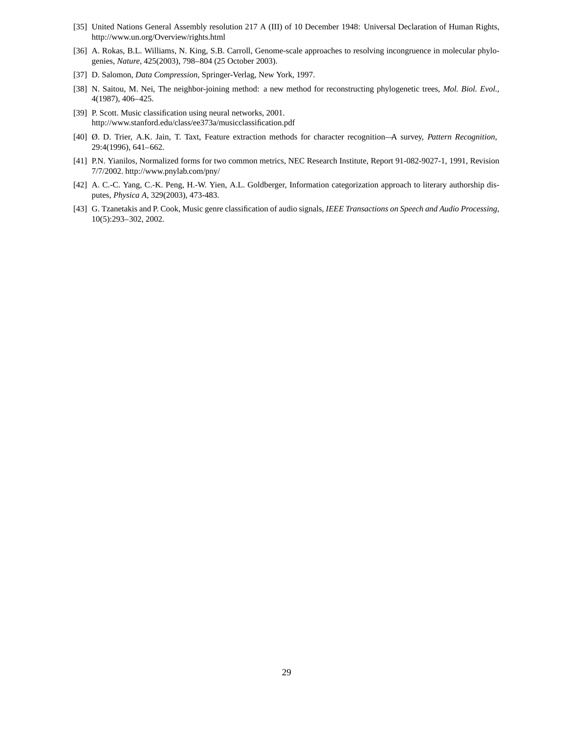[35] United Nations General Assembly resolution 217 A (III) of 10 December 1948: Universal Declaration of Human Rights, http://www.un.org/Overview/rights.html

[36] A. Rokas, B.L. Williams, N. King, S.B. Carroll, Genome-scale approaches to resolving incongruence in molecular phylogenies, *Nature*, 425(2003), 798–804 (25 October 2003).

[37] D. Salomon, *Data Compression*, Springer-Verlag, New York, 1997.

[38] N. Saitou, M. Nei, The neighbor-joining method: a new method for reconstructing phylogenetic trees, *Mol. Biol. Evol.*, 4(1987), 406–425.

[39] P. Scott. Music classification using neural networks, 2001.
http://www.stanford.edu/class/ee373a/musicclassification.pdf

[40] Ø. D. Trier, A.K. Jain, T. Taxt, Feature extraction methods for character recognition—A survey, *Pattern Recognition*, 29:4(1996), 641–662.

[41] P.N. Yianilos, Normalized forms for two common metrics, NEC Research Institute, Report 91-082-9027-1, 1991, Revision 7/7/2002. http://www.pnylab.com/pny/

[42] A. C.-C. Yang, C.-K. Peng, H.-W. Yien, A.L. Goldberger, Information categorization approach to literary authorship disputes, *Physica A*, 329(2003), 473-483.

[43] G. Tzanetakis and P. Cook, Music genre classification of audio signals, *IEEE Transactions on Speech and Audio Processing*, 10(5):293–302, 2002.